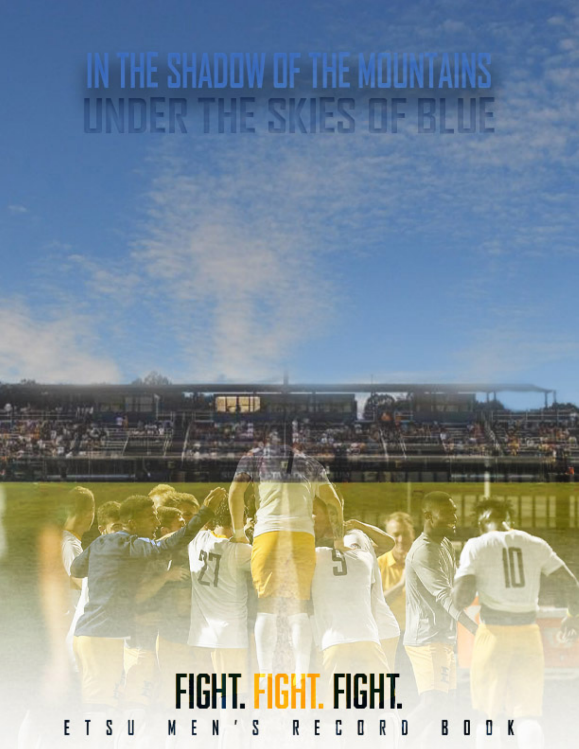# IN THE SHADOW OF THE MOUNTAINS
# UNDER THE SKIES OF BLUE

## FIGHT. FIGHT. FIGHT.

ETSU MEN'S RECORD BOOK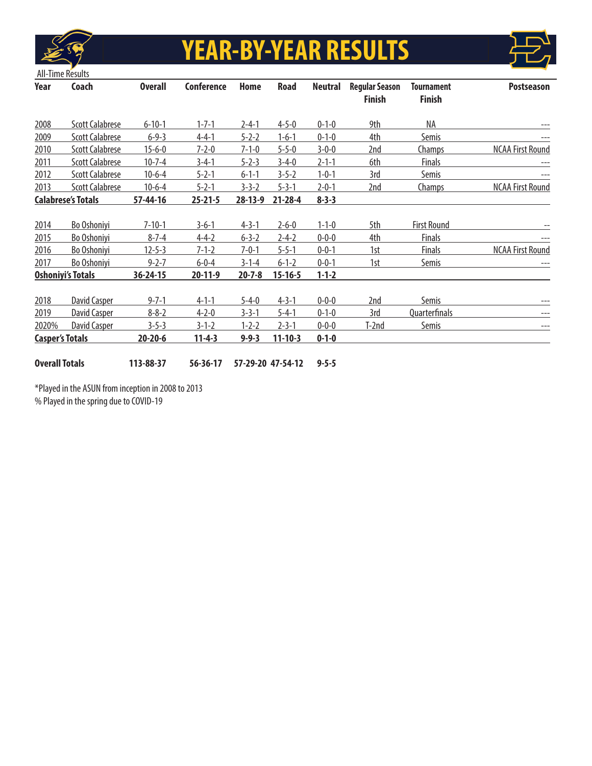# YEAR-BY-YEAR RESULTS

All-Time Results

| Year | Coach | Overall | Conference | Home | Road | Neutral | Regular Season Finish | Tournament Finish | Postseason |
|---|---|---|---|---|---|---|---|---|---|
| 2008 | Scott Calabrese | 6-10-1 | 1-7-1 | 2-4-1 | 4-5-0 | 0-1-0 | 9th | NA | --- |
| 2009 | Scott Calabrese | 6-9-3 | 4-4-1 | 5-2-2 | 1-6-1 | 0-1-0 | 4th | Semis | --- |
| 2010 | Scott Calabrese | 15-6-0 | 7-2-0 | 7-1-0 | 5-5-0 | 3-0-0 | 2nd | Champs | NCAA First Round |
| 2011 | Scott Calabrese | 10-7-4 | 3-4-1 | 5-2-3 | 3-4-0 | 2-1-1 | 6th | Finals | --- |
| 2012 | Scott Calabrese | 10-6-4 | 5-2-1 | 6-1-1 | 3-5-2 | 1-0-1 | 3rd | Semis | --- |
| 2013 | Scott Calabrese | 10-6-4 | 5-2-1 | 3-3-2 | 5-3-1 | 2-0-1 | 2nd | Champs | NCAA First Round |
| **Calabrese's Totals** | | **57-44-16** | **25-21-5** | **28-13-9** | **21-28-4** | **8-3-3** | | | |
| 2014 | Bo Oshoniyi | 7-10-1 | 3-6-1 | 4-3-1 | 2-6-0 | 1-1-0 | 5th | First Round | -- |
| 2015 | Bo Oshoniyi | 8-7-4 | 4-4-2 | 6-3-2 | 2-4-2 | 0-0-0 | 4th | Finals | --- |
| 2016 | Bo Oshoniyi | 12-5-3 | 7-1-2 | 7-0-1 | 5-5-1 | 0-0-1 | 1st | Finals | NCAA First Round |
| 2017 | Bo Oshoniyi | 9-2-7 | 6-0-4 | 3-1-4 | 6-1-2 | 0-0-1 | 1st | Semis | --- |
| **Oshoniyi's Totals** | | **36-24-15** | **20-11-9** | **20-7-8** | **15-16-5** | **1-1-2** | | | |
| 2018 | David Casper | 9-7-1 | 4-1-1 | 5-4-0 | 4-3-1 | 0-0-0 | 2nd | Semis | --- |
| 2019 | David Casper | 8-8-2 | 4-2-0 | 3-3-1 | 5-4-1 | 0-1-0 | 3rd | Quarterfinals | --- |
| 2020% | David Casper | 3-5-3 | 3-1-2 | 1-2-2 | 2-3-1 | 0-0-0 | T-2nd | Semis | --- |
| **Casper's Totals** | | **20-20-6** | **11-4-3** | **9-9-3** | **11-10-3** | **0-1-0** | | | |
| **Overall Totals** | | **113-88-37** | **56-36-17** | **57-29-20** | **47-54-12** | **9-5-5** | | | |

*Played in the ASUN from inception in 2008 to 2013

% Played in the spring due to COVID-19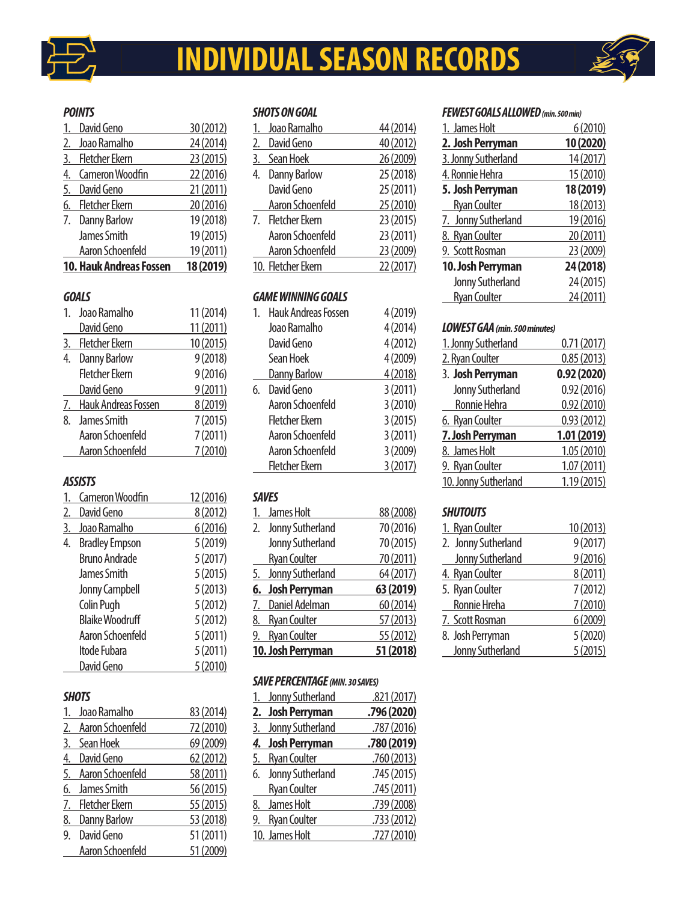# INDIVIDUAL SEASON RECORDS

### *POINTS*

| Rank | Player | Record |
|---|---|---|
| 1. | David Geno | 30 (2012) |
| 2. | Joao Ramalho | 24 (2014) |
| 3. | Fletcher Ekern | 23 (2015) |
| 4. | Cameron Woodfin | 22 (2016) |
| 5. | David Geno | 21 (2011) |
| 6. | Fletcher Ekern | 20 (2016) |
| 7. | Danny Barlow | 19 (2018) |
| | James Smith | 19 (2015) |
| | Aaron Schoenfeld | 19 (2011) |
| **10.** | **Hauk Andreas Fossen** | **18 (2019)** |

### *GOALS*

| Rank | Player | Record |
|---|---|---|
| 1. | Joao Ramalho | 11 (2014) |
| | David Geno | 11 (2011) |
| 3. | Fletcher Ekern | 10 (2015) |
| 4. | Danny Barlow | 9 (2018) |
| | Fletcher Ekern | 9 (2016) |
| | David Geno | 9 (2011) |
| 7. | Hauk Andreas Fossen | 8 (2019) |
| 8. | James Smith | 7 (2015) |
| | Aaron Schoenfeld | 7 (2011) |
| | Aaron Schoenfeld | 7 (2010) |

### *ASSISTS*

| Rank | Player | Record |
|---|---|---|
| 1. | Cameron Woodfin | 12 (2016) |
| 2. | David Geno | 8 (2012) |
| 3. | Joao Ramalho | 6 (2016) |
| 4. | Bradley Empson | 5 (2019) |
| | Bruno Andrade | 5 (2017) |
| | James Smith | 5 (2015) |
| | Jonny Campbell | 5 (2013) |
| | Colin Pugh | 5 (2012) |
| | Blaike Woodruff | 5 (2012) |
| | Aaron Schoenfeld | 5 (2011) |
| | Itode Fubara | 5 (2011) |
| | David Geno | 5 (2010) |

### *SHOTS*

| Rank | Player | Record |
|---|---|---|
| 1. | Joao Ramalho | 83 (2014) |
| 2. | Aaron Schoenfeld | 72 (2010) |
| 3. | Sean Hoek | 69 (2009) |
| 4. | David Geno | 62 (2012) |
| 5. | Aaron Schoenfeld | 58 (2011) |
| 6. | James Smith | 56 (2015) |
| 7. | Fletcher Ekern | 55 (2015) |
| 8. | Danny Barlow | 53 (2018) |
| 9. | David Geno | 51 (2011) |
| | Aaron Schoenfeld | 51 (2009) |

### *SHOTS ON GOAL*

| Rank | Player | Record |
|---|---|---|
| 1. | Joao Ramalho | 44 (2014) |
| 2. | David Geno | 40 (2012) |
| 3. | Sean Hoek | 26 (2009) |
| 4. | Danny Barlow | 25 (2018) |
| | David Geno | 25 (2011) |
| | Aaron Schoenfeld | 25 (2010) |
| 7. | Fletcher Ekern | 23 (2015) |
| | Aaron Schoenfeld | 23 (2011) |
| | Aaron Schoenfeld | 23 (2009) |
| 10. | Fletcher Ekern | 22 (2017) |

### *GAME WINNING GOALS*

| Rank | Player | Record |
|---|---|---|
| 1. | Hauk Andreas Fossen | 4 (2019) |
| | Joao Ramalho | 4 (2014) |
| | David Geno | 4 (2012) |
| | Sean Hoek | 4 (2009) |
| | Danny Barlow | 4 (2018) |
| 6. | David Geno | 3 (2011) |
| | Aaron Schoenfeld | 3 (2010) |
| | Fletcher Ekern | 3 (2015) |
| | Aaron Schoenfeld | 3 (2011) |
| | Aaron Schoenfeld | 3 (2009) |
| | Fletcher Ekern | 3 (2017) |

### *SAVES*

| Rank | Player | Record |
|---|---|---|
| 1. | James Holt | 88 (2008) |
| 2. | Jonny Sutherland | 70 (2016) |
| | Jonny Sutherland | 70 (2015) |
| | Ryan Coulter | 70 (2011) |
| 5. | Jonny Sutherland | 64 (2017) |
| **6.** | **Josh Perryman** | **63 (2019)** |
| 7. | Daniel Adelman | 60 (2014) |
| 8. | Ryan Coulter | 57 (2013) |
| 9. | Ryan Coulter | 55 (2012) |
| **10.** | **Josh Perryman** | **51 (2018)** |

### *SAVE PERCENTAGE (MIN. 30 SAVES)*

| Rank | Player | Record |
|---|---|---|
| 1. | Jonny Sutherland | .821 (2017) |
| **2.** | **Josh Perryman** | **.796 (2020)** |
| 3. | Jonny Sutherland | .787 (2016) |
| ***4.*** | **Josh Perryman** | **.780 (2019)** |
| 5. | Ryan Coulter | .760 (2013) |
| 6. | Jonny Sutherland | .745 (2015) |
| | Ryan Coulter | .745 (2011) |
| 8. | James Holt | .739 (2008) |
| 9. | Ryan Coulter | .733 (2012) |
| 10. | James Holt | .727 (2010) |

### *FEWEST GOALS ALLOWED (min. 500 min)*

| Rank | Player | Record |
|---|---|---|
| 1. | James Holt | 6 (2010) |
| **2.** | **Josh Perryman** | **10 (2020)** |
| 3. | Jonny Sutherland | 14 (2017) |
| 4. | Ronnie Hehra | 15 (2010) |
| **5.** | **Josh Perryman** | **18 (2019)** |
| | Ryan Coulter | 18 (2013) |
| 7. | Jonny Sutherland | 19 (2016) |
| 8. | Ryan Coulter | 20 (2011) |
| 9. | Scott Rosman | 23 (2009) |
| **10.** | **Josh Perryman** | **24 (2018)** |
| | Jonny Sutherland | 24 (2015) |
| | Ryan Coulter | 24 (2011) |

### *LOWEST GAA (min. 500 minutes)*

| Rank | Player | Record |
|---|---|---|
| 1. | Jonny Sutherland | 0.71 (2017) |
| 2. | Ryan Coulter | 0.85 (2013) |
| **3.** | **Josh Perryman** | **0.92 (2020)** |
| | Jonny Sutherland | 0.92 (2016) |
| | Ronnie Hehra | 0.92 (2010) |
| 6. | Ryan Coulter | 0.93 (2012) |
| **7.** | **Josh Perryman** | **1.01 (2019)** |
| 8. | James Holt | 1.05 (2010) |
| 9. | Ryan Coulter | 1.07 (2011) |
| 10. | Jonny Sutherland | 1.19 (2015) |

### *SHUTOUTS*

| Rank | Player | Record |
|---|---|---|
| 1. | Ryan Coulter | 10 (2013) |
| 2. | Jonny Sutherland | 9 (2017) |
| | Jonny Sutherland | 9 (2016) |
| 4. | Ryan Coulter | 8 (2011) |
| 5. | Ryan Coulter | 7 (2012) |
| | Ronnie Hreha | 7 (2010) |
| 7. | Scott Rosman | 6 (2009) |
| 8. | Josh Perryman | 5 (2020) |
| | Jonny Sutherland | 5 (2015) |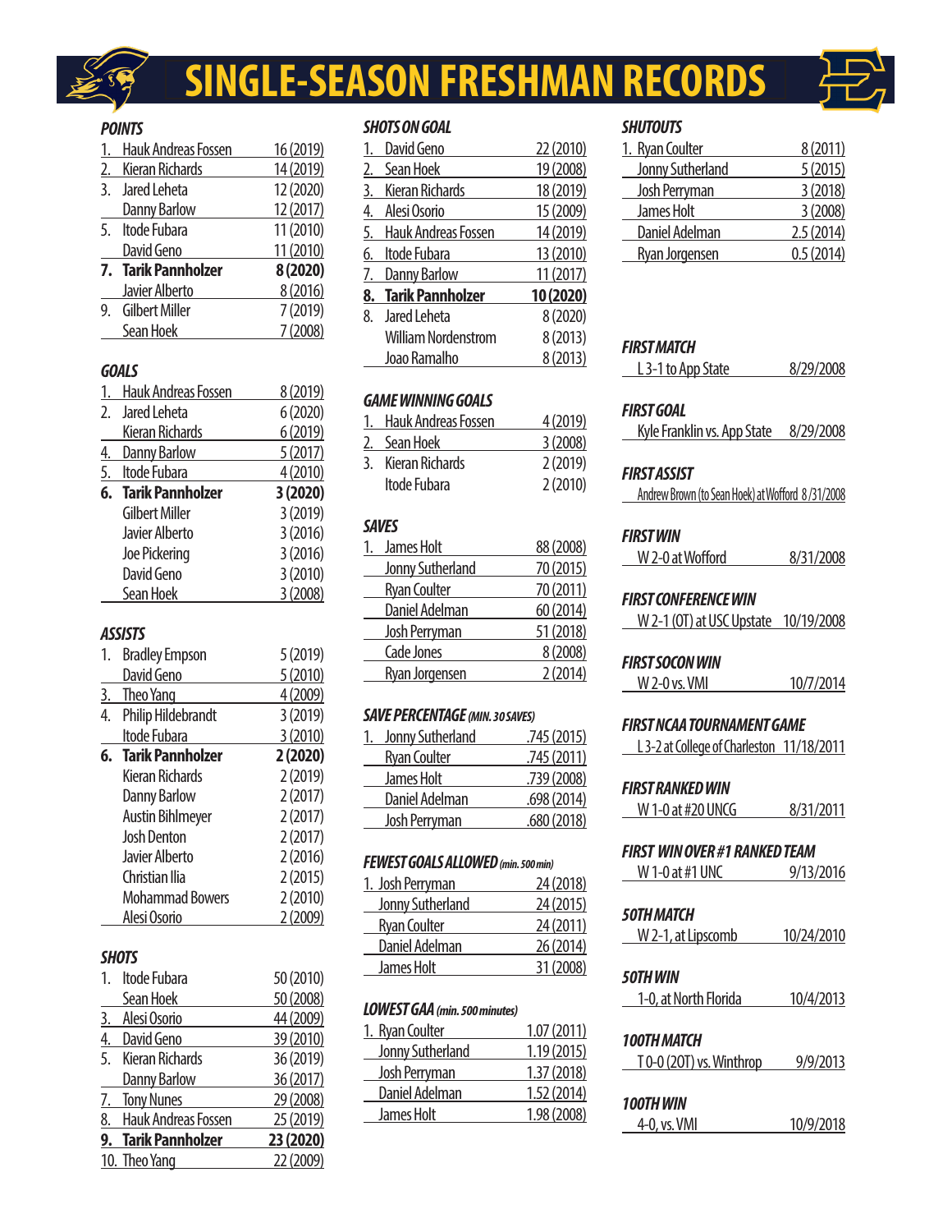# SINGLE-SEASON FRESHMAN RECORDS

### POINTS

| Rank | Player | Total (Year) |
|---|---|---|
| 1. | Hauk Andreas Fossen | 16 (2019) |
| 2. | Kieran Richards | 14 (2019) |
| 3. | Jared Leheta | 12 (2020) |
| | Danny Barlow | 12 (2017) |
| 5. | Itode Fubara | 11 (2010) |
| | David Geno | 11 (2010) |
| **7.** | **Tarik Pannholzer** | **8 (2020)** |
| | Javier Alberto | 8 (2016) |
| 9. | Gilbert Miller | 7 (2019) |
| | Sean Hoek | 7 (2008) |

### GOALS

| Rank | Player | Total (Year) |
|---|---|---|
| 1. | Hauk Andreas Fossen | 8 (2019) |
| 2. | Jared Leheta | 6 (2020) |
| | Kieran Richards | 6 (2019) |
| 4. | Danny Barlow | 5 (2017) |
| 5. | Itode Fubara | 4 (2010) |
| **6.** | **Tarik Pannholzer** | **3 (2020)** |
| | Gilbert Miller | 3 (2019) |
| | Javier Alberto | 3 (2016) |
| | Joe Pickering | 3 (2016) |
| | David Geno | 3 (2010) |
| | Sean Hoek | 3 (2008) |

### ASSISTS

| Rank | Player | Total (Year) |
|---|---|---|
| 1. | Bradley Empson | 5 (2019) |
| | David Geno | 5 (2010) |
| 3. | Theo Yang | 4 (2009) |
| 4. | Philip Hildebrandt | 3 (2019) |
| | Itode Fubara | 3 (2010) |
| **6.** | **Tarik Pannholzer** | **2 (2020)** |
| | Kieran Richards | 2 (2019) |
| | Danny Barlow | 2 (2017) |
| | Austin Bihlmeyer | 2 (2017) |
| | Josh Denton | 2 (2017) |
| | Javier Alberto | 2 (2016) |
| | Christian Ilia | 2 (2015) |
| | Mohammad Bowers | 2 (2010) |
| | Alesi Osorio | 2 (2009) |

### SHOTS

| Rank | Player | Total (Year) |
|---|---|---|
| 1. | Itode Fubara | 50 (2010) |
| | Sean Hoek | 50 (2008) |
| 3. | Alesi Osorio | 44 (2009) |
| 4. | David Geno | 39 (2010) |
| 5. | Kieran Richards | 36 (2019) |
| | Danny Barlow | 36 (2017) |
| 7. | Tony Nunes | 29 (2008) |
| 8. | Hauk Andreas Fossen | 25 (2019) |
| **9.** | **Tarik Pannholzer** | **23 (2020)** |
| 10. | Theo Yang | 22 (2009) |

### SHOTS ON GOAL

| Rank | Player | Total (Year) |
|---|---|---|
| 1. | David Geno | 22 (2010) |
| 2. | Sean Hoek | 19 (2008) |
| 3. | Kieran Richards | 18 (2019) |
| 4. | Alesi Osorio | 15 (2009) |
| 5. | Hauk Andreas Fossen | 14 (2019) |
| 6. | Itode Fubara | 13 (2010) |
| 7. | Danny Barlow | 11 (2017) |
| **8.** | **Tarik Pannholzer** | **10 (2020)** |
| 8. | Jared Leheta | 8 (2020) |
| | William Nordenstrom | 8 (2013) |
| | Joao Ramalho | 8 (2013) |

### GAME WINNING GOALS

| Rank | Player | Total (Year) |
|---|---|---|
| 1. | Hauk Andreas Fossen | 4 (2019) |
| 2. | Sean Hoek | 3 (2008) |
| 3. | Kieran Richards | 2 (2019) |
| | Itode Fubara | 2 (2010) |

### SAVES

| Rank | Player | Total (Year) |
|---|---|---|
| 1. | James Holt | 88 (2008) |
| | Jonny Sutherland | 70 (2015) |
| | Ryan Coulter | 70 (2011) |
| | Daniel Adelman | 60 (2014) |
| | Josh Perryman | 51 (2018) |
| | Cade Jones | 8 (2008) |
| | Ryan Jorgensen | 2 (2014) |

### SAVE PERCENTAGE *(MIN. 30 SAVES)*

| Rank | Player | Total (Year) |
|---|---|---|
| 1. | Jonny Sutherland | .745 (2015) |
| | Ryan Coulter | .745 (2011) |
| | James Holt | .739 (2008) |
| | Daniel Adelman | .698 (2014) |
| | Josh Perryman | .680 (2018) |

### FEWEST GOALS ALLOWED *(min. 500 min)*

| Rank | Player | Total (Year) |
|---|---|---|
| 1. | Josh Perryman | 24 (2018) |
| | Jonny Sutherland | 24 (2015) |
| | Ryan Coulter | 24 (2011) |
| | Daniel Adelman | 26 (2014) |
| | James Holt | 31 (2008) |

### LOWEST GAA *(min. 500 minutes)*

| Rank | Player | Total (Year) |
|---|---|---|
| 1. | Ryan Coulter | 1.07 (2011) |
| | Jonny Sutherland | 1.19 (2015) |
| | Josh Perryman | 1.37 (2018) |
| | Daniel Adelman | 1.52 (2014) |
| | James Holt | 1.98 (2008) |

### SHUTOUTS

| Rank | Player | Total (Year) |
|---|---|---|
| 1. | Ryan Coulter | 8 (2011) |
| | Jonny Sutherland | 5 (2015) |
| | Josh Perryman | 3 (2018) |
| | James Holt | 3 (2008) |
| | Daniel Adelman | 2.5 (2014) |
| | Ryan Jorgensen | 0.5 (2014) |

### FIRST MATCH
L 3-1 to App State — 8/29/2008

### FIRST GOAL
Kyle Franklin vs. App State — 8/29/2008

### FIRST ASSIST
Andrew Brown (to Sean Hoek) at Wofford — 8/31/2008

### FIRST WIN
W 2-0 at Wofford — 8/31/2008

### FIRST CONFERENCE WIN
W 2-1 (OT) at USC Upstate — 10/19/2008

### FIRST SOCON WIN
W 2-0 vs. VMI — 10/7/2014

### FIRST NCAA TOURNAMENT GAME
L 3-2 at College of Charleston — 11/18/2011

### FIRST RANKED WIN
W 1-0 at #20 UNCG — 8/31/2011

### FIRST WIN OVER #1 RANKED TEAM
W 1-0 at #1 UNC — 9/13/2016

### 50TH MATCH
W 2-1, at Lipscomb — 10/24/2010

### 50TH WIN
1-0, at North Florida — 10/4/2013

### 100TH MATCH
T 0-0 (2OT) vs. Winthrop — 9/9/2013

### 100TH WIN
4-0, vs. VMI — 10/9/2018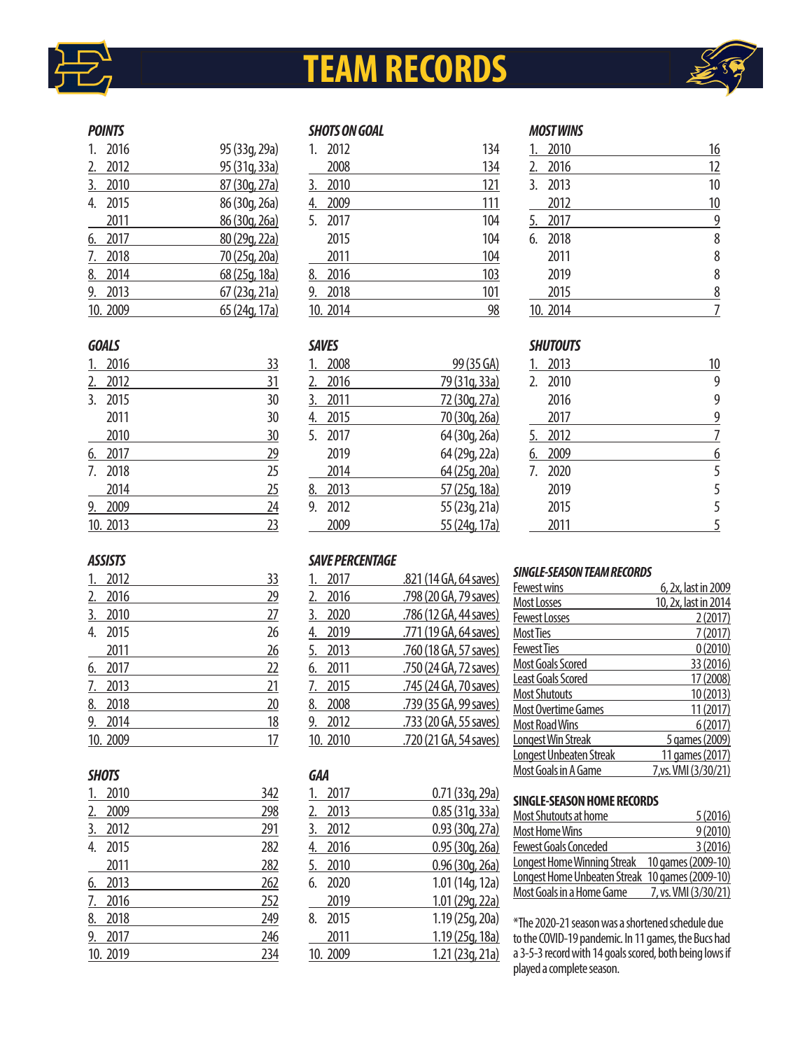# TEAM RECORDS

### POINTS

| Rank | Year | Points |
|---|---|---|
| 1. | 2016 | 95 (33g, 29a) |
| 2. | 2012 | 95 (31g, 33a) |
| 3. | 2010 | 87 (30g, 27a) |
| 4. | 2015 | 86 (30g, 26a) |
| | 2011 | 86 (30g, 26a) |
| 6. | 2017 | 80 (29g, 22a) |
| 7. | 2018 | 70 (25g, 20a) |
| 8. | 2014 | 68 (25g, 18a) |
| 9. | 2013 | 67 (23g, 21a) |
| 10. | 2009 | 65 (24g, 17a) |

### GOALS

| Rank | Year | Goals |
|---|---|---|
| 1. | 2016 | 33 |
| 2. | 2012 | 31 |
| 3. | 2015 | 30 |
| | 2011 | 30 |
| | 2010 | 30 |
| 6. | 2017 | 29 |
| 7. | 2018 | 25 |
| | 2014 | 25 |
| 9. | 2009 | 24 |
| 10. | 2013 | 23 |

### ASSISTS

| Rank | Year | Assists |
|---|---|---|
| 1. | 2012 | 33 |
| 2. | 2016 | 29 |
| 3. | 2010 | 27 |
| 4. | 2015 | 26 |
| | 2011 | 26 |
| 6. | 2017 | 22 |
| 7. | 2013 | 21 |
| 8. | 2018 | 20 |
| 9. | 2014 | 18 |
| 10. | 2009 | 17 |

### SHOTS

| Rank | Year | Shots |
|---|---|---|
| 1. | 2010 | 342 |
| 2. | 2009 | 298 |
| 3. | 2012 | 291 |
| 4. | 2015 | 282 |
| | 2011 | 282 |
| 6. | 2013 | 262 |
| 7. | 2016 | 252 |
| 8. | 2018 | 249 |
| 9. | 2017 | 246 |
| 10. | 2019 | 234 |

### SHOTS ON GOAL

| Rank | Year | Shots on Goal |
|---|---|---|
| 1. | 2012 | 134 |
| | 2008 | 134 |
| 3. | 2010 | 121 |
| 4. | 2009 | 111 |
| 5. | 2017 | 104 |
| | 2015 | 104 |
| | 2011 | 104 |
| 8. | 2016 | 103 |
| 9. | 2018 | 101 |
| 10. | 2014 | 98 |

### SAVES

| Rank | Year | Saves |
|---|---|---|
| 1. | 2008 | 99 (35 GA) |
| 2. | 2016 | 79 (31g, 33a) |
| 3. | 2011 | 72 (30g, 27a) |
| 4. | 2015 | 70 (30g, 26a) |
| 5. | 2017 | 64 (30g, 26a) |
| | 2019 | 64 (29g, 22a) |
| | 2014 | 64 (25g, 20a) |
| 8. | 2013 | 57 (25g, 18a) |
| 9. | 2012 | 55 (23g, 21a) |
| | 2009 | 55 (24g, 17a) |

### SAVE PERCENTAGE

| Rank | Year | Save Percentage |
|---|---|---|
| 1. | 2017 | .821 (14 GA, 64 saves) |
| 2. | 2016 | .798 (20 GA, 79 saves) |
| 3. | 2020 | .786 (12 GA, 44 saves) |
| 4. | 2019 | .771 (19 GA, 64 saves) |
| 5. | 2013 | .760 (18 GA, 57 saves) |
| 6. | 2011 | .750 (24 GA, 72 saves) |
| 7. | 2015 | .745 (24 GA, 70 saves) |
| 8. | 2008 | .739 (35 GA, 99 saves) |
| 9. | 2012 | .733 (20 GA, 55 saves) |
| 10. | 2010 | .720 (21 GA, 54 saves) |

### GAA

| Rank | Year | GAA |
|---|---|---|
| 1. | 2017 | 0.71 (33g, 29a) |
| 2. | 2013 | 0.85 (31g, 33a) |
| 3. | 2012 | 0.93 (30g, 27a) |
| 4. | 2016 | 0.95 (30g, 26a) |
| 5. | 2010 | 0.96 (30g, 26a) |
| 6. | 2020 | 1.01 (14g, 12a) |
| | 2019 | 1.01 (29g, 22a) |
| 8. | 2015 | 1.19 (25g, 20a) |
| | 2011 | 1.19 (25g, 18a) |
| 10. | 2009 | 1.21 (23g, 21a) |

### MOST WINS

| Rank | Year | Wins |
|---|---|---|
| 1. | 2010 | 16 |
| 2. | 2016 | 12 |
| 3. | 2013 | 10 |
| | 2012 | 10 |
| 5. | 2017 | 9 |
| 6. | 2018 | 8 |
| | 2011 | 8 |
| | 2019 | 8 |
| | 2015 | 8 |
| 10. | 2014 | 7 |

### SHUTOUTS

| Rank | Year | Shutouts |
|---|---|---|
| 1. | 2013 | 10 |
| 2. | 2010 | 9 |
| | 2016 | 9 |
| | 2017 | 9 |
| 5. | 2012 | 7 |
| 6. | 2009 | 6 |
| 7. | 2020 | 5 |
| | 2019 | 5 |
| | 2015 | 5 |
| | 2011 | 5 |

### SINGLE-SEASON TEAM RECORDS

| Record | |
|---|---|
| Fewest wins | 6, 2x, last in 2009 |
| Most Losses | 10, 2x, last in 2014 |
| Fewest Losses | 2 (2017) |
| Most Ties | 7 (2017) |
| Fewest Ties | 0 (2010) |
| Most Goals Scored | 33 (2016) |
| Least Goals Scored | 17 (2008) |
| Most Shutouts | 10 (2013) |
| Most Overtime Games | 11 (2017) |
| Most Road Wins | 6 (2017) |
| Longest Win Streak | 5 games (2009) |
| Longest Unbeaten Streak | 11 games (2017) |
| Most Goals in A Game | 7, vs. VMI (3/30/21) |

### SINGLE-SEASON HOME RECORDS

| Record | |
|---|---|
| Most Shutouts at home | 5 (2016) |
| Most Home Wins | 9 (2010) |
| Fewest Goals Conceded | 3 (2016) |
| Longest Home Winning Streak | 10 games (2009-10) |
| Longest Home Unbeaten Streak | 10 games (2009-10) |
| Most Goals in a Home Game | 7, vs. VMI (3/30/21) |

*The 2020-21 season was a shortened schedule due to the COVID-19 pandemic. In 11 games, the Bucs had a 3-5-3 record with 14 goals scored, both being lows if played a complete season.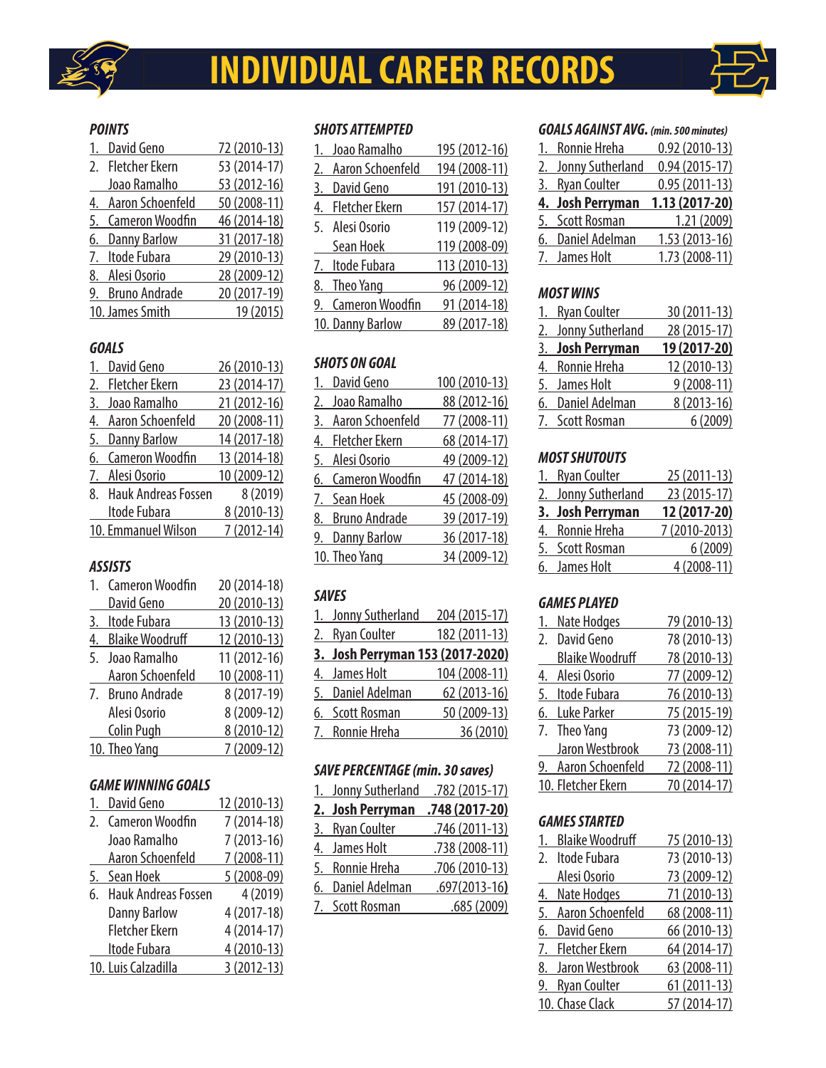# INDIVIDUAL CAREER RECORDS

### *POINTS*

| Rank | Player | Total (Years) |
|---|---|---|
| 1. | David Geno | 72 (2010-13) |
| 2. | Fletcher Ekern | 53 (2014-17) |
| | Joao Ramalho | 53 (2012-16) |
| 4. | Aaron Schoenfeld | 50 (2008-11) |
| 5. | Cameron Woodfin | 46 (2014-18) |
| 6. | Danny Barlow | 31 (2017-18) |
| 7. | Itode Fubara | 29 (2010-13) |
| 8. | Alesi Osorio | 28 (2009-12) |
| 9. | Bruno Andrade | 20 (2017-19) |
| 10. | James Smith | 19 (2015) |

### *GOALS*

| Rank | Player | Total (Years) |
|---|---|---|
| 1. | David Geno | 26 (2010-13) |
| 2. | Fletcher Ekern | 23 (2014-17) |
| 3. | Joao Ramalho | 21 (2012-16) |
| 4. | Aaron Schoenfeld | 20 (2008-11) |
| 5. | Danny Barlow | 14 (2017-18) |
| 6. | Cameron Woodfin | 13 (2014-18) |
| 7. | Alesi Osorio | 10 (2009-12) |
| 8. | Hauk Andreas Fossen | 8 (2019) |
| | Itode Fubara | 8 (2010-13) |
| 10. | Emmanuel Wilson | 7 (2012-14) |

### *ASSISTS*

| Rank | Player | Total (Years) |
|---|---|---|
| 1. | Cameron Woodfin | 20 (2014-18) |
| | David Geno | 20 (2010-13) |
| 3. | Itode Fubara | 13 (2010-13) |
| 4. | Blaike Woodruff | 12 (2010-13) |
| 5. | Joao Ramalho | 11 (2012-16) |
| | Aaron Schoenfeld | 10 (2008-11) |
| 7. | Bruno Andrade | 8 (2017-19) |
| | Alesi Osorio | 8 (2009-12) |
| | Colin Pugh | 8 (2010-12) |
| 10. | Theo Yang | 7 (2009-12) |

### *GAME WINNING GOALS*

| Rank | Player | Total (Years) |
|---|---|---|
| 1. | David Geno | 12 (2010-13) |
| 2. | Cameron Woodfin | 7 (2014-18) |
| | Joao Ramalho | 7 (2013-16) |
| | Aaron Schoenfeld | 7 (2008-11) |
| 5. | Sean Hoek | 5 (2008-09) |
| 6. | Hauk Andreas Fossen | 4 (2019) |
| | Danny Barlow | 4 (2017-18) |
| | Fletcher Ekern | 4 (2014-17) |
| | Itode Fubara | 4 (2010-13) |
| 10. | Luis Calzadilla | 3 (2012-13) |

### *SHOTS ATTEMPTED*

| Rank | Player | Total (Years) |
|---|---|---|
| 1. | Joao Ramalho | 195 (2012-16) |
| 2. | Aaron Schoenfeld | 194 (2008-11) |
| 3. | David Geno | 191 (2010-13) |
| 4. | Fletcher Ekern | 157 (2014-17) |
| 5. | Alesi Osorio | 119 (2009-12) |
| | Sean Hoek | 119 (2008-09) |
| 7. | Itode Fubara | 113 (2010-13) |
| 8. | Theo Yang | 96 (2009-12) |
| 9. | Cameron Woodfin | 91 (2014-18) |
| 10. | Danny Barlow | 89 (2017-18) |

### *SHOTS ON GOAL*

| Rank | Player | Total (Years) |
|---|---|---|
| 1. | David Geno | 100 (2010-13) |
| 2. | Joao Ramalho | 88 (2012-16) |
| 3. | Aaron Schoenfeld | 77 (2008-11) |
| 4. | Fletcher Ekern | 68 (2014-17) |
| 5. | Alesi Osorio | 49 (2009-12) |
| 6. | Cameron Woodfin | 47 (2014-18) |
| 7. | Sean Hoek | 45 (2008-09) |
| 8. | Bruno Andrade | 39 (2017-19) |
| 9. | Danny Barlow | 36 (2017-18) |
| 10. | Theo Yang | 34 (2009-12) |

### *SAVES*

| Rank | Player | Total (Years) |
|---|---|---|
| 1. | Jonny Sutherland | 204 (2015-17) |
| 2. | Ryan Coulter | 182 (2011-13) |
| **3.** | **Josh Perryman** | **153 (2017-2020)** |
| 4. | James Holt | 104 (2008-11) |
| 5. | Daniel Adelman | 62 (2013-16) |
| 6. | Scott Rosman | 50 (2009-13) |
| 7. | Ronnie Hreha | 36 (2010) |

### *SAVE PERCENTAGE (min. 30 saves)*

| Rank | Player | Pct. (Years) |
|---|---|---|
| 1. | Jonny Sutherland | .782 (2015-17) |
| **2.** | **Josh Perryman** | **.748 (2017-20)** |
| 3. | Ryan Coulter | .746 (2011-13) |
| 4. | James Holt | .738 (2008-11) |
| 5. | Ronnie Hreha | .706 (2010-13) |
| 6. | Daniel Adelman | .697(2013-16) |
| 7. | Scott Rosman | .685 (2009) |

### *GOALS AGAINST AVG. (min. 500 minutes)*

| Rank | Player | GAA (Years) |
|---|---|---|
| 1. | Ronnie Hreha | 0.92 (2010-13) |
| 2. | Jonny Sutherland | 0.94 (2015-17) |
| 3. | Ryan Coulter | 0.95 (2011-13) |
| **4.** | **Josh Perryman** | **1.13 (2017-20)** |
| 5. | Scott Rosman | 1.21 (2009) |
| 6. | Daniel Adelman | 1.53 (2013-16) |
| 7. | James Holt | 1.73 (2008-11) |

### *MOST WINS*

| Rank | Player | Total (Years) |
|---|---|---|
| 1. | Ryan Coulter | 30 (2011-13) |
| 2. | Jonny Sutherland | 28 (2015-17) |
| **3.** | **Josh Perryman** | **19 (2017-20)** |
| 4. | Ronnie Hreha | 12 (2010-13) |
| 5. | James Holt | 9 (2008-11) |
| 6. | Daniel Adelman | 8 (2013-16) |
| 7. | Scott Rosman | 6 (2009) |

### *MOST SHUTOUTS*

| Rank | Player | Total (Years) |
|---|---|---|
| 1. | Ryan Coulter | 25 (2011-13) |
| 2. | Jonny Sutherland | 23 (2015-17) |
| **3.** | **Josh Perryman** | **12 (2017-20)** |
| 4. | Ronnie Hreha | 7 (2010-2013) |
| 5. | Scott Rosman | 6 (2009) |
| 6. | James Holt | 4 (2008-11) |

### *GAMES PLAYED*

| Rank | Player | Total (Years) |
|---|---|---|
| 1. | Nate Hodges | 79 (2010-13) |
| 2. | David Geno | 78 (2010-13) |
| | Blaike Woodruff | 78 (2010-13) |
| 4. | Alesi Osorio | 77 (2009-12) |
| 5. | Itode Fubara | 76 (2010-13) |
| 6. | Luke Parker | 75 (2015-19) |
| 7. | Theo Yang | 73 (2009-12) |
| | Jaron Westbrook | 73 (2008-11) |
| 9. | Aaron Schoenfeld | 72 (2008-11) |
| 10. | Fletcher Ekern | 70 (2014-17) |

### *GAMES STARTED*

| Rank | Player | Total (Years) |
|---|---|---|
| 1. | Blaike Woodruff | 75 (2010-13) |
| 2. | Itode Fubara | 73 (2010-13) |
| | Alesi Osorio | 73 (2009-12) |
| 4. | Nate Hodges | 71 (2010-13) |
| 5. | Aaron Schoenfeld | 68 (2008-11) |
| 6. | David Geno | 66 (2010-13) |
| 7. | Fletcher Ekern | 64 (2014-17) |
| 8. | Jaron Westbrook | 63 (2008-11) |
| 9. | Ryan Coulter | 61 (2011-13) |
| 10. | Chase Clack | 57 (2014-17) |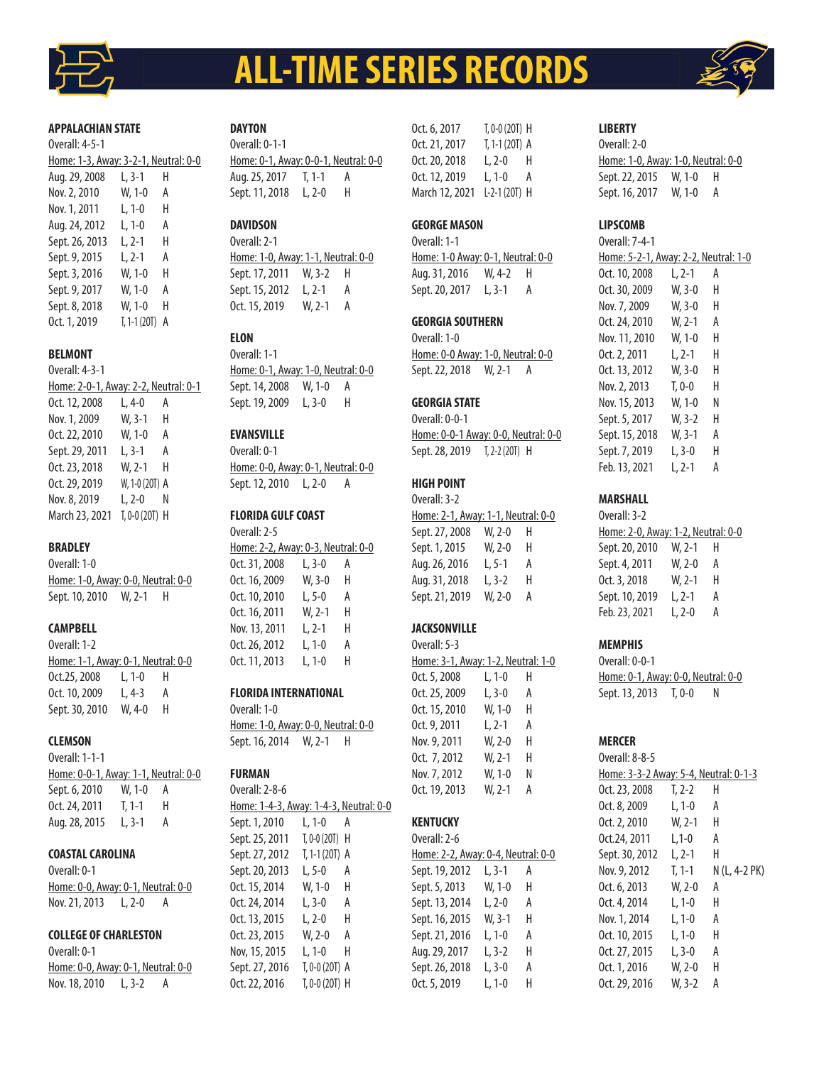# ALL-TIME SERIES RECORDS

### APPALACHIAN STATE

Overall: 4-5-1

Home: 1-3, Away: 3-2-1, Neutral: 0-0

| Date | Result | Site |
|---|---|---|
| Aug. 29, 2008 | L, 3-1 | H |
| Nov. 2, 2010 | W, 1-0 | A |
| Nov. 1, 2011 | L, 1-0 | H |
| Aug. 24, 2012 | L, 1-0 | A |
| Sept. 26, 2013 | L, 2-1 | H |
| Sept. 9, 2015 | L, 2-1 | A |
| Sept. 3, 2016 | W, 1-0 | H |
| Sept. 9, 2017 | W, 1-0 | A |
| Sept. 8, 2018 | W, 1-0 | H |
| Oct. 1, 2019 | T, 1-1 (2OT) | A |

### BELMONT

Overall: 4-3-1

Home: 2-0-1, Away: 2-2, Neutral: 0-1

| Date | Result | Site |
|---|---|---|
| Oct. 12, 2008 | L, 4-0 | A |
| Nov. 1, 2009 | W, 3-1 | H |
| Oct. 22, 2010 | W, 1-0 | A |
| Sept. 29, 2011 | L, 3-1 | A |
| Oct. 23, 2018 | W, 2-1 | H |
| Oct. 29, 2019 | W, 1-0 (2OT) | A |
| Nov. 8, 2019 | L, 2-0 | N |
| March 23, 2021 | T, 0-0 (2OT) | H |

### BRADLEY

Overall: 1-0

Home: 1-0, Away: 0-0, Neutral: 0-0

| Date | Result | Site |
|---|---|---|
| Sept. 10, 2010 | W, 2-1 | H |

### CAMPBELL

Overall: 1-2

Home: 1-1, Away: 0-1, Neutral: 0-0

| Date | Result | Site |
|---|---|---|
| Oct.25, 2008 | L, 1-0 | H |
| Oct. 10, 2009 | L, 4-3 | A |
| Sept. 30, 2010 | W, 4-0 | H |

### CLEMSON

Overall: 1-1-1

Home: 0-0-1, Away: 1-1, Neutral: 0-0

| Date | Result | Site |
|---|---|---|
| Sept. 6, 2010 | W, 1-0 | A |
| Oct. 24, 2011 | T, 1-1 | H |
| Aug. 28, 2015 | L, 3-1 | A |

### COASTAL CAROLINA

Overall: 0-1

Home: 0-0, Away: 0-1, Neutral: 0-0

| Date | Result | Site |
|---|---|---|
| Nov. 21, 2013 | L, 2-0 | A |

### COLLEGE OF CHARLESTON

Overall: 0-1

Home: 0-0, Away: 0-1, Neutral: 0-0

| Date | Result | Site |
|---|---|---|
| Nov. 18, 2010 | L, 3-2 | A |

### DAYTON

Overall: 0-1-1

Home: 0-1, Away: 0-0-1, Neutral: 0-0

| Date | Result | Site |
|---|---|---|
| Aug. 25, 2017 | T, 1-1 | A |
| Sept. 11, 2018 | L, 2-0 | H |

### DAVIDSON

Overall: 2-1

Home: 1-0, Away: 1-1, Neutral: 0-0

| Date | Result | Site |
|---|---|---|
| Sept. 17, 2011 | W, 3-2 | H |
| Sept. 15, 2012 | L, 2-1 | A |
| Oct. 15, 2019 | W, 2-1 | A |

### ELON

Overall: 1-1

Home: 0-1, Away: 1-0, Neutral: 0-0

| Date | Result | Site |
|---|---|---|
| Sept. 14, 2008 | W, 1-0 | A |
| Sept. 19, 2009 | L, 3-0 | H |

### EVANSVILLE

Overall: 0-1

Home: 0-0, Away: 0-1, Neutral: 0-0

| Date | Result | Site |
|---|---|---|
| Sept. 12, 2010 | L, 2-0 | A |

### FLORIDA GULF COAST

Overall: 2-5

Home: 2-2, Away: 0-3, Neutral: 0-0

| Date | Result | Site |
|---|---|---|
| Oct. 31, 2008 | L, 3-0 | A |
| Oct. 16, 2009 | W, 3-0 | H |
| Oct. 10, 2010 | L, 5-0 | A |
| Oct. 16, 2011 | W, 2-1 | H |
| Nov. 13, 2011 | L, 2-1 | H |
| Oct. 26, 2012 | L, 1-0 | A |
| Oct. 11, 2013 | L, 1-0 | H |

### FLORIDA INTERNATIONAL

Overall: 1-0

Home: 1-0, Away: 0-0, Neutral: 0-0

| Date | Result | Site |
|---|---|---|
| Sept. 16, 2014 | W, 2-1 | H |

### FURMAN

Overall: 2-8-6

Home: 1-4-3, Away: 1-4-3, Neutral: 0-0

| Date | Result | Site |
|---|---|---|
| Sept. 1, 2010 | L, 1-0 | A |
| Sept. 25, 2011 | T, 0-0 (2OT) | H |
| Sept. 27, 2012 | T, 1-1 (2OT) | A |
| Sept. 20, 2013 | L, 5-0 | A |
| Oct. 15, 2014 | W, 1-0 | H |
| Oct. 24, 2014 | L, 3-0 | A |
| Oct. 13, 2015 | L, 2-0 | H |
| Oct. 23, 2015 | W, 2-0 | A |
| Nov, 15, 2015 | L, 1-0 | H |
| Sept. 27, 2016 | T, 0-0 (2OT) | A |
| Oct. 22, 2016 | T, 0-0 (2OT) | H |
| Oct. 6, 2017 | T, 0-0 (2OT) | H |
| Oct. 21, 2017 | T, 1-1 (2OT) | A |
| Oct. 20, 2018 | L, 2-0 | H |
| Oct. 12, 2019 | L, 1-0 | A |
| March 12, 2021 | L-2-1 (2OT) | H |

### GEORGE MASON

Overall: 1-1

Home: 1-0 Away: 0-1, Neutral: 0-0

| Date | Result | Site |
|---|---|---|
| Aug. 31, 2016 | W, 4-2 | H |
| Sept. 20, 2017 | L, 3-1 | A |

### GEORGIA SOUTHERN

Overall: 1-0

Home: 0-0 Away: 1-0, Neutral: 0-0

| Date | Result | Site |
|---|---|---|
| Sept. 22, 2018 | W, 2-1 | A |

### GEORGIA STATE

Overall: 0-0-1

Home: 0-0-1 Away: 0-0, Neutral: 0-0

| Date | Result | Site |
|---|---|---|
| Sept. 28, 2019 | T, 2-2 (2OT) | H |

### HIGH POINT

Overall: 3-2

Home: 2-1, Away: 1-1, Neutral: 0-0

| Date | Result | Site |
|---|---|---|
| Sept. 27, 2008 | W, 2-0 | H |
| Sept. 1, 2015 | W, 2-0 | H |
| Aug. 26, 2016 | L, 5-1 | A |
| Aug. 31, 2018 | L, 3-2 | H |
| Sept. 21, 2019 | W, 2-0 | A |

### JACKSONVILLE

Overall: 5-3

Home: 3-1, Away: 1-2, Neutral: 1-0

| Date | Result | Site |
|---|---|---|
| Oct. 5, 2008 | L, 1-0 | H |
| Oct. 25, 2009 | L, 3-0 | A |
| Oct. 15, 2010 | W, 1-0 | H |
| Oct. 9, 2011 | L, 2-1 | A |
| Nov. 9, 2011 | W, 2-0 | H |
| Oct. 7, 2012 | W, 2-1 | H |
| Nov. 7, 2012 | W, 1-0 | N |
| Oct. 19, 2013 | W, 2-1 | A |

### KENTUCKY

Overall: 2-6

Home: 2-2, Away: 0-4, Neutral: 0-0

| Date | Result | Site |
|---|---|---|
| Sept. 19, 2012 | L, 3-1 | A |
| Sept. 5, 2013 | W, 1-0 | H |
| Sept. 13, 2014 | L, 2-0 | A |
| Sept. 16, 2015 | W, 3-1 | H |
| Sept. 21, 2016 | L, 1-0 | A |
| Aug. 29, 2017 | L, 3-2 | H |
| Sept. 26, 2018 | L, 3-0 | A |
| Oct. 5, 2019 | L, 1-0 | H |

### LIBERTY

Overall: 2-0

Home: 1-0, Away: 1-0, Neutral: 0-0

| Date | Result | Site |
|---|---|---|
| Sept. 22, 2015 | W, 1-0 | H |
| Sept. 16, 2017 | W, 1-0 | A |

### LIPSCOMB

Overall: 7-4-1

Home: 5-2-1, Away: 2-2, Neutral: 1-0

| Date | Result | Site |
|---|---|---|
| Oct. 10, 2008 | L, 2-1 | A |
| Oct. 30, 2009 | W, 3-0 | H |
| Nov. 7, 2009 | W, 3-0 | H |
| Oct. 24, 2010 | W, 2-1 | A |
| Nov. 11, 2010 | W, 1-0 | H |
| Oct. 2, 2011 | L, 2-1 | H |
| Oct. 13, 2012 | W, 3-0 | H |
| Nov. 2, 2013 | T, 0-0 | H |
| Nov. 15, 2013 | W, 1-0 | N |
| Sept. 5, 2017 | W, 3-2 | H |
| Sept. 15, 2018 | W, 3-1 | A |
| Sept. 7, 2019 | L, 3-0 | H |
| Feb. 13, 2021 | L, 2-1 | A |

### MARSHALL

Overall: 3-2

Home: 2-0, Away: 1-2, Neutral: 0-0

| Date | Result | Site |
|---|---|---|
| Sept. 20, 2010 | W, 2-1 | H |
| Sept. 4, 2011 | W, 2-0 | A |
| Oct. 3, 2018 | W, 2-1 | H |
| Sept. 10, 2019 | L, 2-1 | A |
| Feb. 23, 2021 | L, 2-0 | A |

### MEMPHIS

Overall: 0-0-1

Home: 0-1, Away: 0-0, Neutral: 0-0

| Date | Result | Site |
|---|---|---|
| Sept. 13, 2013 | T, 0-0 | N |

### MERCER

Overall: 8-8-5

Home: 3-3-2 Away: 5-4, Neutral: 0-1-3

| Date | Result | Site |
|---|---|---|
| Oct. 23, 2008 | T, 2-2 | H |
| Oct. 8, 2009 | L, 1-0 | A |
| Oct. 2, 2010 | W, 2-1 | H |
| Oct.24, 2011 | L,1-0 | A |
| Sept. 30, 2012 | L, 2-1 | H |
| Nov. 9, 2012 | T, 1-1 | N (L, 4-2 PK) |
| Oct. 6, 2013 | W, 2-0 | A |
| Oct. 4, 2014 | L, 1-0 | H |
| Nov. 1, 2014 | L, 1-0 | A |
| Oct. 10, 2015 | L, 1-0 | H |
| Oct. 27, 2015 | L, 3-0 | A |
| Oct. 1, 2016 | W, 2-0 | H |
| Oct. 29, 2016 | W, 3-2 | A |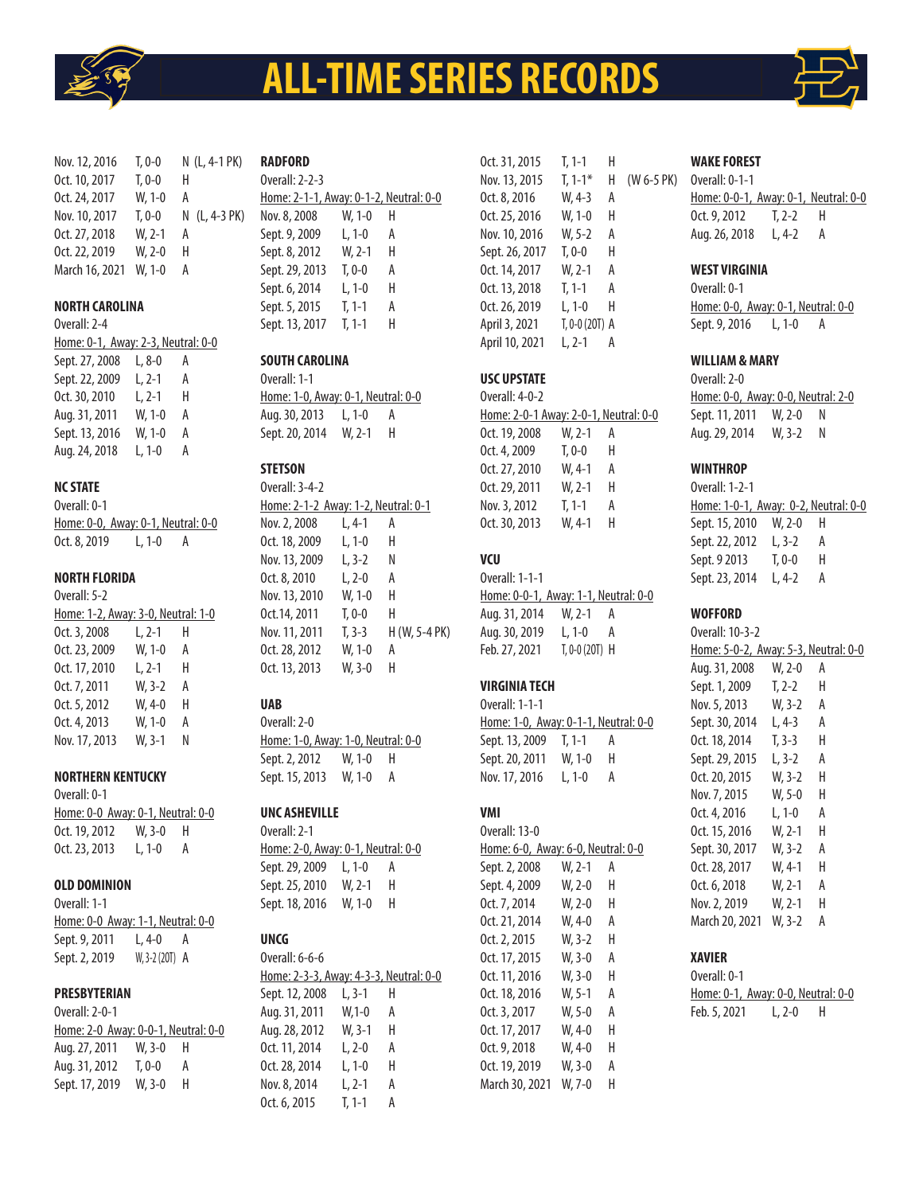# ALL-TIME SERIES RECORDS

| | | | |
|---|---|---|---|
| Nov. 12, 2016 | T, 0-0 | N | (L, 4-1 PK) |
| Oct. 10, 2017 | T, 0-0 | H | |
| Oct. 24, 2017 | W, 1-0 | A | |
| Nov. 10, 2017 | T, 0-0 | N | (L, 4-3 PK) |
| Oct. 27, 2018 | W, 2-1 | A | |
| Oct. 22, 2019 | W, 2-0 | H | |
| March 16, 2021 | W, 1-0 | A | |

**NORTH CAROLINA**
Overall: 2-4
Home: 0-1, Away: 2-3, Neutral: 0-0

| | | |
|---|---|---|
| Sept. 27, 2008 | L, 8-0 | A |
| Sept. 22, 2009 | L, 2-1 | A |
| Oct. 30, 2010 | L, 2-1 | H |
| Aug. 31, 2011 | W, 1-0 | A |
| Sept. 13, 2016 | W, 1-0 | A |
| Aug. 24, 2018 | L, 1-0 | A |

**NC STATE**
Overall: 0-1
Home: 0-0, Away: 0-1, Neutral: 0-0

| | | |
|---|---|---|
| Oct. 8, 2019 | L, 1-0 | A |

**NORTH FLORIDA**
Overall: 5-2
Home: 1-2, Away: 3-0, Neutral: 1-0

| | | |
|---|---|---|
| Oct. 3, 2008 | L, 2-1 | H |
| Oct. 23, 2009 | W, 1-0 | A |
| Oct. 17, 2010 | L, 2-1 | H |
| Oct. 7, 2011 | W, 3-2 | A |
| Oct. 5, 2012 | W, 4-0 | H |
| Oct. 4, 2013 | W, 1-0 | A |
| Nov. 17, 2013 | W, 3-1 | N |

**NORTHERN KENTUCKY**
Overall: 0-1
Home: 0-0 Away: 0-1, Neutral: 0-0

| | | |
|---|---|---|
| Oct. 19, 2012 | W, 3-0 | H |
| Oct. 23, 2013 | L, 1-0 | A |

**OLD DOMINION**
Overall: 1-1
Home: 0-0 Away: 1-1, Neutral: 0-0

| | | |
|---|---|---|
| Sept. 9, 2011 | L, 4-0 | A |
| Sept. 2, 2019 | W, 3-2 (2OT) | A |

**PRESBYTERIAN**
Overall: 2-0-1
Home: 2-0 Away: 0-0-1, Neutral: 0-0

| | | |
|---|---|---|
| Aug. 27, 2011 | W, 3-0 | H |
| Aug. 31, 2012 | T, 0-0 | A |
| Sept. 17, 2019 | W, 3-0 | H |

**RADFORD**
Overall: 2-2-3
Home: 2-1-1, Away: 0-1-2, Neutral: 0-0

| | | |
|---|---|---|
| Nov. 8, 2008 | W, 1-0 | H |
| Sept. 9, 2009 | L, 1-0 | A |
| Sept. 8, 2012 | W, 2-1 | H |
| Sept. 29, 2013 | T, 0-0 | A |
| Sept. 6, 2014 | L, 1-0 | H |
| Sept. 5, 2015 | T, 1-1 | A |
| Sept. 13, 2017 | T, 1-1 | H |

**SOUTH CAROLINA**
Overall: 1-1
Home: 1-0, Away: 0-1, Neutral: 0-0

| | | |
|---|---|---|
| Aug. 30, 2013 | L, 1-0 | A |
| Sept. 20, 2014 | W, 2-1 | H |

**STETSON**
Overall: 3-4-2
Home: 2-1-2 Away: 1-2, Neutral: 0-1

| | | | |
|---|---|---|---|
| Nov. 2, 2008 | L, 4-1 | A | |
| Oct. 18, 2009 | L, 1-0 | H | |
| Nov. 13, 2009 | L, 3-2 | N | |
| Oct. 8, 2010 | L, 2-0 | A | |
| Nov. 13, 2010 | W, 1-0 | H | |
| Oct.14, 2011 | T, 0-0 | H | |
| Nov. 11, 2011 | T, 3-3 | H | (W, 5-4 PK) |
| Oct. 28, 2012 | W, 1-0 | A | |
| Oct. 13, 2013 | W, 3-0 | H | |

**UAB**
Overall: 2-0
Home: 1-0, Away: 1-0, Neutral: 0-0

| | | |
|---|---|---|
| Sept. 2, 2012 | W, 1-0 | H |
| Sept. 15, 2013 | W, 1-0 | A |

**UNC ASHEVILLE**
Overall: 2-1
Home: 2-0, Away: 0-1, Neutral: 0-0

| | | |
|---|---|---|
| Sept. 29, 2009 | L, 1-0 | A |
| Sept. 25, 2010 | W, 2-1 | H |
| Sept. 18, 2016 | W, 1-0 | H |

**UNCG**
Overall: 6-6-6
Home: 2-3-3, Away: 4-3-3, Neutral: 0-0

| | | | |
|---|---|---|---|
| Sept. 12, 2008 | L, 3-1 | H | |
| Aug. 31, 2011 | W,1-0 | A | |
| Aug. 28, 2012 | W, 3-1 | H | |
| Oct. 11, 2014 | L, 2-0 | A | |
| Oct. 28, 2014 | L, 1-0 | H | |
| Nov. 8, 2014 | L, 2-1 | A | |
| Oct. 6, 2015 | T, 1-1 | A | |
| Oct. 31, 2015 | T, 1-1 | H | |
| Nov. 13, 2015 | T, 1-1* | H | (W 6-5 PK) |
| Oct. 8, 2016 | W, 4-3 | A | |
| Oct. 25, 2016 | W, 1-0 | H | |
| Nov. 10, 2016 | W, 5-2 | A | |
| Sept. 26, 2017 | T, 0-0 | H | |
| Oct. 14, 2017 | W, 2-1 | A | |
| Oct. 13, 2018 | T, 1-1 | A | |
| Oct. 26, 2019 | L, 1-0 | H | |
| April 3, 2021 | T, 0-0 (2OT) | A | |
| April 10, 2021 | L, 2-1 | A | |

**USC UPSTATE**
Overall: 4-0-2
Home: 2-0-1 Away: 2-0-1, Neutral: 0-0

| | | |
|---|---|---|
| Oct. 19, 2008 | W, 2-1 | A |
| Oct. 4, 2009 | T, 0-0 | H |
| Oct. 27, 2010 | W, 4-1 | A |
| Oct. 29, 2011 | W, 2-1 | H |
| Nov. 3, 2012 | T, 1-1 | A |
| Oct. 30, 2013 | W, 4-1 | H |

**VCU**
Overall: 1-1-1
Home: 0-0-1, Away: 1-1, Neutral: 0-0

| | | |
|---|---|---|
| Aug. 31, 2014 | W, 2-1 | A |
| Aug. 30, 2019 | L, 1-0 | A |
| Feb. 27, 2021 | T, 0-0 (2OT) | H |

**VIRGINIA TECH**
Overall: 1-1-1
Home: 1-0, Away: 0-1-1, Neutral: 0-0

| | | |
|---|---|---|
| Sept. 13, 2009 | T, 1-1 | A |
| Sept. 20, 2011 | W, 1-0 | H |
| Nov. 17, 2016 | L, 1-0 | A |

**VMI**
Overall: 13-0
Home: 6-0, Away: 6-0, Neutral: 0-0

| | | |
|---|---|---|
| Sept. 2, 2008 | W, 2-1 | A |
| Sept. 4, 2009 | W, 2-0 | H |
| Oct. 7, 2014 | W, 2-0 | H |
| Oct. 21, 2014 | W, 4-0 | A |
| Oct. 2, 2015 | W, 3-2 | H |
| Oct. 17, 2015 | W, 3-0 | A |
| Oct. 11, 2016 | W, 3-0 | H |
| Oct. 18, 2016 | W, 5-1 | A |
| Oct. 3, 2017 | W, 5-0 | A |
| Oct. 17, 2017 | W, 4-0 | H |
| Oct. 9, 2018 | W, 4-0 | H |
| Oct. 19, 2019 | W, 3-0 | A |
| March 30, 2021 | W, 7-0 | H |

**WAKE FOREST**
Overall: 0-1-1
Home: 0-0-1, Away: 0-1, Neutral: 0-0

| | | |
|---|---|---|
| Oct. 9, 2012 | T, 2-2 | H |
| Aug. 26, 2018 | L, 4-2 | A |

**WEST VIRGINIA**
Overall: 0-1
Home: 0-0, Away: 0-1, Neutral: 0-0

| | | |
|---|---|---|
| Sept. 9, 2016 | L, 1-0 | A |

**WILLIAM & MARY**
Overall: 2-0
Home: 0-0, Away: 0-0, Neutral: 2-0

| | | |
|---|---|---|
| Sept. 11, 2011 | W, 2-0 | N |
| Aug. 29, 2014 | W, 3-2 | N |

**WINTHROP**
Overall: 1-2-1
Home: 1-0-1, Away: 0-2, Neutral: 0-0

| | | |
|---|---|---|
| Sept. 15, 2010 | W, 2-0 | H |
| Sept. 22, 2012 | L, 3-2 | A |
| Sept. 9 2013 | T, 0-0 | H |
| Sept. 23, 2014 | L, 4-2 | A |

**WOFFORD**
Overall: 10-3-2
Home: 5-0-2, Away: 5-3, Neutral: 0-0

| | | |
|---|---|---|
| Aug. 31, 2008 | W, 2-0 | A |
| Sept. 1, 2009 | T, 2-2 | H |
| Nov. 5, 2013 | W, 3-2 | A |
| Sept. 30, 2014 | L, 4-3 | A |
| Oct. 18, 2014 | T, 3-3 | H |
| Sept. 29, 2015 | L, 3-2 | A |
| Oct. 20, 2015 | W, 3-2 | H |
| Nov. 7, 2015 | W, 5-0 | H |
| Oct. 4, 2016 | L, 1-0 | A |
| Oct. 15, 2016 | W, 2-1 | H |
| Sept. 30, 2017 | W, 3-2 | A |
| Oct. 28, 2017 | W, 4-1 | H |
| Oct. 6, 2018 | W, 2-1 | A |
| Nov. 2, 2019 | W, 2-1 | H |
| March 20, 2021 | W, 3-2 | A |

**XAVIER**
Overall: 0-1
Home: 0-1, Away: 0-0, Neutral: 0-0

| | | |
|---|---|---|
| Feb. 5, 2021 | L, 2-0 | H |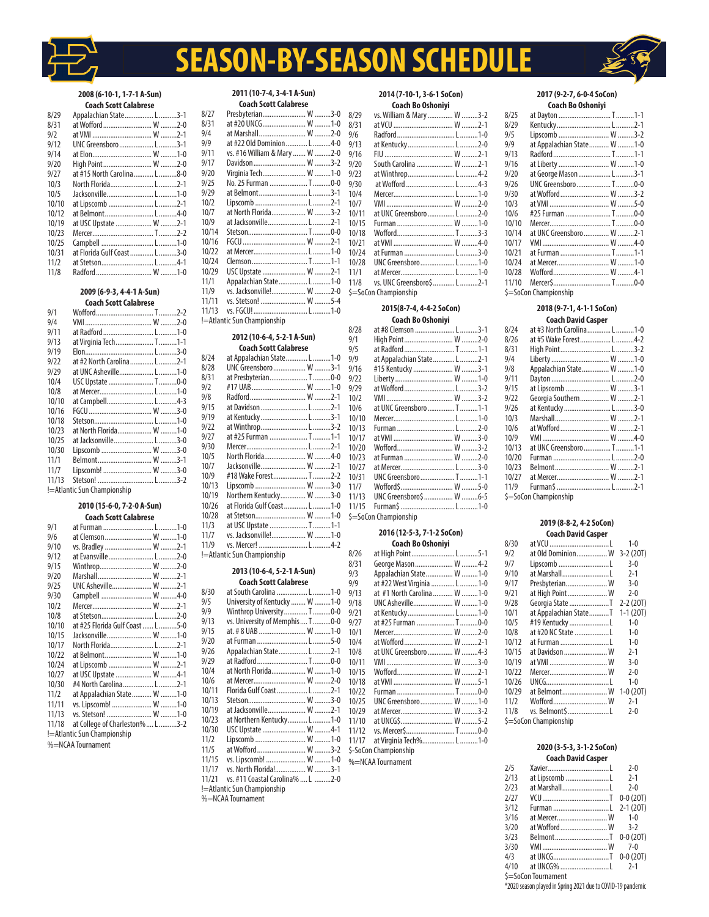# SEASON-BY-SEASON SCHEDULE

### 2008 (6-10-1, 1-7-1 A-Sun)
**Coach Scott Calabrese**

| Date | Opponent | Result | Score |
|---|---|---|---|
| 8/29 | Appalachian State | L | 3-1 |
| 8/31 | at Wofford | W | 2-0 |
| 9/2 | at VMI | W | 2-1 |
| 9/12 | UNC Greensboro | L | 3-1 |
| 9/14 | at Elon | W | 1-0 |
| 9/20 | High Point | W | 2-0 |
| 9/27 | at #15 North Carolina | L | 8-0 |
| 10/3 | North Florida | L | 2-1 |
| 10/5 | Jacksonville | L | 1-0 |
| 10/10 | at Lipscomb | L | 2-1 |
| 10/12 | at Belmont | L | 4-0 |
| 10/19 | at USC Upstate | W | 2-1 |
| 10/23 | Mercer | T | 2-2 |
| 10/25 | Campbell | L | 1-0 |
| 10/31 | at Florida Gulf Coast | L | 3-0 |
| 11/2 | at Stetson | L | 4-1 |
| 11/8 | Radford | W | 1-0 |

### 2009 (6-9-3, 4-4-1 A-Sun)
**Coach Scott Calabrese**

| Date | Opponent | Result | Score |
|---|---|---|---|
| 9/1 | Wofford | T | 2-2 |
| 9/4 | VMI | W | 2-0 |
| 9/11 | at Radford | L | 1-0 |
| 9/13 | at Virginia Tech | T | 1-1 |
| 9/19 | Elon | L | 3-0 |
| 9/22 | at #2 North Carolina | L | 2-1 |
| 9/29 | at UNC Asheville | L | 1-0 |
| 10/4 | USC Upstate | T | 0-0 |
| 10/8 | at Mercer | L | 1-0 |
| 10/10 | at Campbell | L | 4-3 |
| 10/16 | FGCU | W | 3-0 |
| 10/18 | Stetson | L | 1-0 |
| 10/23 | at North Florida | W | 1-0 |
| 10/25 | at Jacksonville | L | 3-0 |
| 10/30 | Lipscomb | W | 3-0 |
| 11/1 | Belmont | W | 3-1 |
| 11/7 | Lipscomb! | W | 3-0 |
| 11/13 | Stetson! | L | 3-2 |

!=Atlantic Sun Championship

### 2010 (15-6-0, 7-2-0 A-Sun)
**Coach Scott Calabrese**

| Date | Opponent | Result | Score |
|---|---|---|---|
| 9/1 | at Furman | L | 1-0 |
| 9/6 | at Clemson | W | 1-0 |
| 9/10 | vs. Bradley | W | 2-1 |
| 9/12 | at Evansville | L | 2-0 |
| 9/15 | Winthrop | W | 2-0 |
| 9/20 | Marshall | W | 2-1 |
| 9/25 | UNC Asheville | W | 2-1 |
| 9/30 | Campbell | W | 4-0 |
| 10/2 | Mercer | W | 2-1 |
| 10/8 | at Stetson | L | 2-0 |
| 10/10 | at #25 Florida Gulf Coast | L | 5-0 |
| 10/15 | Jacksonville | W | 1-0 |
| 10/17 | North Florida | L | 2-1 |
| 10/22 | at Belmont | W | 1-0 |
| 10/24 | at Lipscomb | W | 2-1 |
| 10/27 | at USC Upstate | W | 4-1 |
| 10/30 | #4 North Carolina | L | 2-1 |
| 11/2 | at Appalachian State | W | 1-0 |
| 11/11 | vs. Lipscomb! | W | 1-0 |
| 11/13 | vs. Stetson! | W | 1-0 |
| 11/18 | at College of Charleston% | L | 3-2 |

!=Atlantic Sun Championship
%=NCAA Tournament

### 2011 (10-7-4, 3-4-1 A-Sun)
**Coach Scott Calabrese**

| Date | Opponent | Result | Score |
|---|---|---|---|
| 8/27 | Presbyterian | W | 3-0 |
| 8/31 | at #20 UNCG | W | 1-0 |
| 9/4 | at Marshall | W | 2-0 |
| 9/9 | at #22 Old Dominion | L | 4-0 |
| 9/11 | vs. #16 William & Mary | W | 2-0 |
| 9/17 | Davidson | W | 3-2 |
| 9/20 | Virginia Tech | W | 1-0 |
| 9/25 | No. 25 Furman | T | 0-0 |
| 9/29 | at Belmont | L | 3-1 |
| 10/2 | Lipscomb | L | 2-1 |
| 10/7 | at North Florida | W | 3-2 |
| 10/9 | at Jacksonville | L | 2-1 |
| 10/14 | Stetson | T | 0-0 |
| 10/16 | FGCU | W | 2-1 |
| 10/22 | at Mercer | L | 1-0 |
| 10/24 | Clemson | T | 1-1 |
| 10/29 | USC Upstate | W | 2-1 |
| 11/1 | Appalachian State | L | 1-0 |
| 11/9 | vs. Jacksonville! | W | 2-0 |
| 11/11 | vs. Stetson! | W | 5-4 |
| 11/13 | vs. FGCU! | L | 1-0 |

!=Atlantic Sun Championship

### 2012 (10-6-4, 5-2-1 A-Sun)
**Coach Scott Calabrese**

| Date | Opponent | Result | Score |
|---|---|---|---|
| 8/24 | at Appalachian State | L | 1-0 |
| 8/28 | UNC Greensboro | W | 3-1 |
| 8/31 | at Presbyterian | T | 0-0 |
| 9/2 | #17 UAB | W | 1-0 |
| 9/8 | Radford | W | 2-1 |
| 9/15 | at Davidson | L | 2-1 |
| 9/19 | at Kentucky | L | 3-1 |
| 9/22 | at Winthrop | L | 3-2 |
| 9/27 | at #25 Furman | T | 1-1 |
| 9/30 | Mercer | L | 2-1 |
| 10/5 | North Florida | W | 4-0 |
| 10/7 | Jacksonville | W | 2-1 |
| 10/9 | #18 Wake Forest | T | 2-2 |
| 10/13 | Lipscomb | W | 3-0 |
| 10/19 | Northern Kentucky | W | 3-0 |
| 10/26 | at Florida Gulf Coast | L | 1-0 |
| 10/28 | at Stetson | W | 1-0 |
| 11/3 | at USC Upstate | T | 1-1 |
| 11/7 | vs. Jacksonville! | W | 1-0 |
| 11/9 | vs. Mercer! | L | 4-2 |

!=Atlantic Sun Championship

### 2013 (10-6-4, 5-2-1 A-Sun)
**Coach Scott Calabrese**

| Date | Opponent | Result | Score |
|---|---|---|---|
| 8/30 | at South Carolina | L | 1-0 |
| 9/5 | University of Kentucky | W | 1-0 |
| 9/9 | Winthrop University | T | 0-0 |
| 9/13 | vs. University of Memphis | T | 0-0 |
| 9/15 | at. # 8 UAB | W | 1-0 |
| 9/20 | at Furman | L | 5-0 |
| 9/26 | Appalachian State | L | 2-1 |
| 9/29 | at Radford | T | 0-0 |
| 10/4 | at North Florida | W | 1-0 |
| 10/6 | at Mercer | W | 2-0 |
| 10/11 | Florida Gulf Coast | L | 2-1 |
| 10/13 | Stetson | W | 3-0 |
| 10/19 | at Jacksonville | W | 2-1 |
| 10/23 | at Northern Kentucky | L | 1-0 |
| 10/30 | USC Upstate | W | 4-1 |
| 11/2 | Lipscomb | W | 1-0 |
| 11/5 | at Wofford | W | 3-2 |
| 11/15 | vs. Lipscomb! | W | 1-0 |
| 11/17 | vs. North Florida! | W | 3-1 |
| 11/21 | vs. #11 Coastal Carolina% | L | 2-0 |

!=Atlantic Sun Championship
%=NCAA Tournament

### 2014 (7-10-1, 3-6-1 SoCon)
**Coach Bo Oshoniyi**

| Date | Opponent | Result | Score |
|---|---|---|---|
| 8/29 | vs. William & Mary | W | 3-2 |
| 8/31 | at VCU | W | 2-1 |
| 9/6 | Radford | L | 1-0 |
| 9/13 | at Kentucky | L | 2-0 |
| 9/16 | FIU | W | 2-1 |
| 9/20 | South Carolina | W | 2-1 |
| 9/23 | at Winthrop | L | 4-2 |
| 9/30 | at Wofford | L | 4-3 |
| 10/4 | Mercer | L | 1-0 |
| 10/7 | VMI | W | 2-0 |
| 10/11 | at UNC Greensboro | L | 2-0 |
| 10/15 | Furman | W | 1-0 |
| 10/18 | Wofford | T | 3-3 |
| 10/21 | at VMI | W | 4-0 |
| 10/24 | at Furman | L | 3-0 |
| 10/28 | UNC Greensboro | L | 1-0 |
| 11/1 | at Mercer | L | 1-0 |
| 11/8 | vs. UNC Greensboro$ | L | 2-1 |

$=SoCon Championship

### 2015(8-7-4, 4-4-2 SoCon)
**Coach Bo Oshoniyi**

| Date | Opponent | Result | Score |
|---|---|---|---|
| 8/28 | at #8 Clemson | L | 3-1 |
| 9/1 | High Point | W | 2-0 |
| 9/5 | at Radford | T | 1-1 |
| 9/9 | at Appalachian State | L | 2-1 |
| 9/16 | #15 Kentucky | W | 3-1 |
| 9/22 | Liberty | W | 1-0 |
| 9/29 | at Wofford | L | 3-2 |
| 10/2 | VMI | W | 3-2 |
| 10/6 | at UNC Greensboro | T | 1-1 |
| 10/10 | Mercer | L | 1-0 |
| 10/13 | Furman | L | 2-0 |
| 10/17 | at VMI | W | 3-0 |
| 10/20 | Wofford | W | 3-2 |
| 10/23 | at Furman | W | 2-0 |
| 10/27 | at Mercer | L | 3-0 |
| 10/31 | UNC Greensboro | T | 1-1 |
| 11/7 | Wofford$ | W | 5-0 |
| 11/13 | UNC Greensboro$ | W | 6-5 |
| 11/15 | Furman$ | L | 1-0 |

$=SoCon Championship

### 2016 (12-5-3, 7-1-2 SoCon)
**Coach Bo Oshoniyi**

| Date | Opponent | Result | Score |
|---|---|---|---|
| 8/26 | at High Point | L | 5-1 |
| 8/31 | George Mason | W | 4-2 |
| 9/3 | Appalachian State | W | 1-0 |
| 9/9 | at #22 West Virginia | L | 1-0 |
| 9/13 | at #1 North Carolina | W | 1-0 |
| 9/18 | UNC Asheville | W | 1-0 |
| 9/21 | at Kentucky | L | 1-0 |
| 9/27 | at #25 Furman | T | 0-0 |
| 10/1 | Mercer | W | 2-0 |
| 10/4 | at Wofford | W | 2-1 |
| 10/8 | at UNC Greensboro | W | 4-3 |
| 10/11 | VMI | W | 3-0 |
| 10/15 | Wofford | W | 2-1 |
| 10/18 | at VMI | W | 5-1 |
| 10/22 | Furman | T | 0-0 |
| 10/25 | UNC Greensboro | W | 1-0 |
| 10/29 | at Mercer | W | 3-2 |
| 11/10 | at UNCG$ | W | 5-2 |
| 11/12 | vs. Mercer$ | T | 0-0 |
| 11/17 | at Virginia Tech% | L | 1-0 |

$-SoCon Championship
%=NCAA Tournament

### 2017 (9-2-7, 6-0-4 SoCon)
**Coach Bo Oshoniyi**

| Date | Opponent | Result | Score |
|---|---|---|---|
| 8/25 | at Dayton | T | 1-1 |
| 8/29 | Kentucky | L | 2-1 |
| 9/5 | Lipscomb | W | 3-2 |
| 9/9 | at Appalachian State | W | 1-0 |
| 9/13 | Radford | T | 1-1 |
| 9/16 | at Liberty | W | 1-0 |
| 9/20 | at George Mason | L | 3-1 |
| 9/26 | UNC Greensboro | T | 0-0 |
| 9/30 | at Wofford | W | 3-2 |
| 10/3 | at VMI | W | 5-0 |
| 10/6 | #25 Furman | T | 0-0 |
| 10/10 | Mercer | T | 0-0 |
| 10/14 | at UNC Greensboro | W | 2-1 |
| 10/17 | VMI | W | 4-0 |
| 10/21 | at Furman | T | 1-1 |
| 10/24 | at Mercer | W | 1-0 |
| 10/28 | Wofford | W | 4-1 |
| 11/10 | Mercer$ | T | 0-0 |

$=SoCon Championship

### 2018 (9-7-1, 4-1-1 SoCon)
**Coach David Casper**

| Date | Opponent | Result | Score |
|---|---|---|---|
| 8/24 | at #3 North Carolina | L | 1-0 |
| 8/26 | at #5 Wake Forest | L | 4-2 |
| 8/31 | High Point | L | 3-2 |
| 9/4 | Liberty | W | 1-0 |
| 9/8 | Appalachian State | W | 1-0 |
| 9/11 | Dayton | L | 2-0 |
| 9/15 | at Lipscomb | W | 3-1 |
| 9/22 | Georgia Southern | W | 2-1 |
| 9/26 | at Kentucky | L | 3-0 |
| 10/3 | Marshall | W | 2-1 |
| 10/6 | at Wofford | W | 2-1 |
| 10/9 | VMI | W | 4-0 |
| 10/13 | at UNC Greensboro | T | 1-1 |
| 10/20 | Furman | L | 2-0 |
| 10/23 | Belmont | W | 2-1 |
| 10/27 | at Mercer | W | 2-1 |
| 11/9 | Furman$ | L | 2-1 |

$=SoCon Championship

### 2019 (8-8-2, 4-2 SoCon)
**Coach David Casper**

| Date | Opponent | Result | Score |
|---|---|---|---|
| 8/30 | at VCU | L | 1-0 |
| 9/2 | at Old Dominion | W | 3-2 (2OT) |
| 9/7 | Lipscomb | L | 3-0 |
| 9/10 | at Marshall | L | 2-1 |
| 9/17 | Presbyterian | W | 3-0 |
| 9/21 | at High Point | W | 2-0 |
| 9/28 | Georgia State | T | 2-2 (2OT) |
| 10/1 | at Appalachian State | T | 1-1 (2OT) |
| 10/5 | #19 Kentucky | L | 1-0 |
| 10/8 | at #20 NC State | L | 1-0 |
| 10/12 | at Furman | L | 1-0 |
| 10/15 | at Davidson | W | 2-1 |
| 10/19 | at VMI | W | 3-0 |
| 10/22 | Mercer | W | 2-0 |
| 10/26 | UNCG | L | 1-0 |
| 10/29 | at Belmont | W | 1-0 (2OT) |
| 11/2 | Wofford | W | 2-1 |
| 11/8 | vs. Belmont$ | L | 2-0 |

$=SoCon Championship

### 2020 (3-5-3, 3-1-2 SoCon)
**Coach David Casper**

| Date | Opponent | Result | Score |
|---|---|---|---|
| 2/5 | Xavier | L | 2-0 |
| 2/13 | at Lipscomb | L | 2-1 |
| 2/23 | at Marshall | L | 2-0 |
| 2/27 | VCU | T | 0-0 (2OT) |
| 3/12 | Furman | L | 2-1 (2OT) |
| 3/16 | at Mercer | W | 1-0 |
| 3/20 | at Wofford | W | 3-2 |
| 3/23 | Belmont | T | 0-0 (2OT) |
| 3/30 | VMI | W | 7-0 |
| 4/3 | at UNCG | T | 0-0 (2OT) |
| 4/10 | at UNCG% | L | 2-1 |

$=SoCon Tournament
*2020 season played in Spring 2021 due to COVID-19 pandemic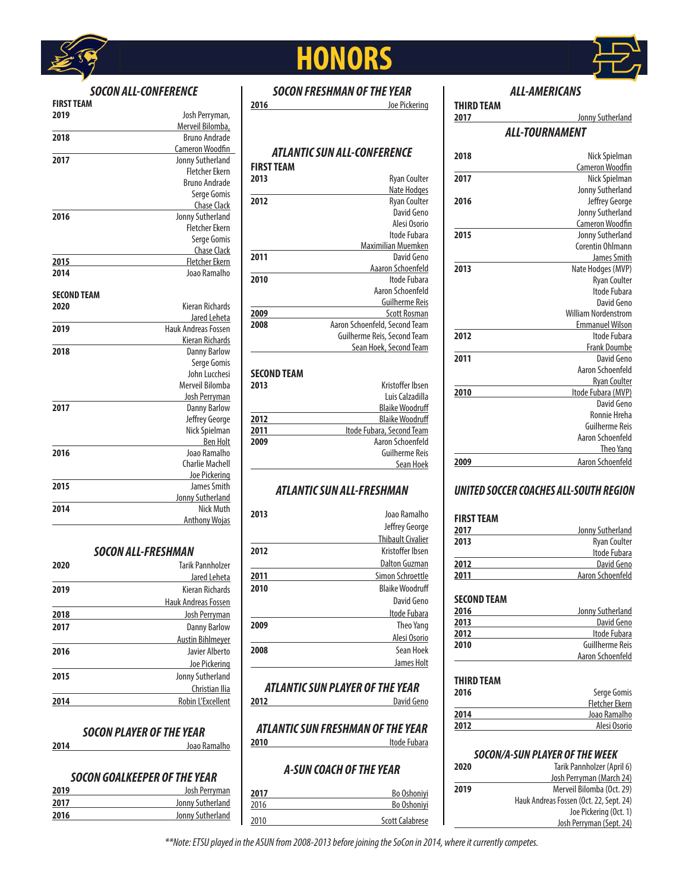# HONORS

## SOCON ALL-CONFERENCE

**FIRST TEAM**

| Year | Players |
|---|---|
| 2019 | Josh Perryman, Merveil Bilomba, |
| 2018 | Bruno Andrade, Cameron Woodfin |
| 2017 | Jonny Sutherland, Fletcher Ekern, Bruno Andrade, Serge Gomis, Chase Clack |
| 2016 | Jonny Sutherland, Fletcher Ekern, Serge Gomis, Chase Clack |
| 2015 | Fletcher Ekern |
| 2014 | Joao Ramalho |

**SECOND TEAM**

| Year | Players |
|---|---|
| 2020 | Kieran Richards, Jared Leheta |
| 2019 | Hauk Andreas Fossen, Kieran Richards |
| 2018 | Danny Barlow, Serge Gomis, John Lucchesi, Merveil Bilomba, Josh Perryman |
| 2017 | Danny Barlow, Jeffrey George, Nick Spielman, Ben Holt |
| 2016 | Joao Ramalho, Charlie Machell, Joe Pickering |
| 2015 | James Smith, Jonny Sutherland |
| 2014 | Nick Muth, Anthony Wojas |

## SOCON ALL-FRESHMAN

| Year | Players |
|---|---|
| 2020 | Tarik Pannholzer, Jared Leheta |
| 2019 | Kieran Richards, Hauk Andreas Fossen |
| 2018 | Josh Perryman |
| 2017 | Danny Barlow, Austin Bihlmeyer |
| 2016 | Javier Alberto, Joe Pickering |
| 2015 | Jonny Sutherland, Christian Ilia |
| 2014 | Robin L'Excellent |

## SOCON PLAYER OF THE YEAR

| Year | Player |
|---|---|
| 2014 | Joao Ramalho |

## SOCON GOALKEEPER OF THE YEAR

| Year | Player |
|---|---|
| 2019 | Josh Perryman |
| 2017 | Jonny Sutherland |
| 2016 | Jonny Sutherland |

## SOCON FRESHMAN OF THE YEAR

| Year | Player |
|---|---|
| 2016 | Joe Pickering |

## ATLANTIC SUN ALL-CONFERENCE

**FIRST TEAM**

| Year | Players |
|---|---|
| 2013 | Ryan Coulter, Nate Hodges |
| 2012 | Ryan Coulter, David Geno, Alesi Osorio, Itode Fubara, Maximilian Muemken |
| 2011 | David Geno, Aaaron Schoenfeld |
| 2010 | Itode Fubara, Aaron Schoenfeld, Guilherme Reis |
| 2009 | Scott Rosman |
| 2008 | Aaron Schoenfeld, Second Team; Guilherme Reis, Second Team; Sean Hoek, Second Team |

**SECOND TEAM**

| Year | Players |
|---|---|
| 2013 | Kristoffer Ibsen, Luis Calzadilla, Blaike Woodruff |
| 2012 | Blaike Woodruff |
| 2011 | Itode Fubara, Second Team |
| 2009 | Aaron Schoenfeld, Guilherme Reis, Sean Hoek |

## ATLANTIC SUN ALL-FRESHMAN

| Year | Players |
|---|---|
| 2013 | Joao Ramalho, Jeffrey George, Thibault Civalier |
| 2012 | Kristoffer Ibsen, Dalton Guzman |
| 2011 | Simon Schroettle |
| 2010 | Blaike Woodruff, David Geno, Itode Fubara |
| 2009 | Theo Yang, Alesi Osorio |
| 2008 | Sean Hoek, James Holt |

## ATLANTIC SUN PLAYER OF THE YEAR

| Year | Player |
|---|---|
| 2012 | David Geno |

## ATLANTIC SUN FRESHMAN OF THE YEAR

| Year | Player |
|---|---|
| 2010 | Itode Fubara |

## A-SUN COACH OF THE YEAR

| Year | Coach |
|---|---|
| 2017 | Bo Oshoniyi |
| 2016 | Bo Oshoniyi |
| 2010 | Scott Calabrese |

## ALL-AMERICANS

**THIRD TEAM**

| Year | Player |
|---|---|
| 2017 | Jonny Sutherland |

## ALL-TOURNAMENT

| Year | Players |
|---|---|
| 2018 | Nick Spielman, Cameron Woodfin |
| 2017 | Nick Spielman, Jonny Sutherland |
| 2016 | Jeffrey George, Jonny Sutherland, Cameron Woodfin |
| 2015 | Jonny Sutherland, Corentin Ohlmann, James Smith |
| 2013 | Nate Hodges (MVP), Ryan Coulter, Itode Fubara, David Geno, William Nordenstrom, Emmanuel Wilson |
| 2012 | Itode Fubara, Frank Doumbe |
| 2011 | David Geno, Aaron Schoenfeld, Ryan Coulter |
| 2010 | Itode Fubara (MVP), David Geno, Ronnie Hreha, Guilherme Reis, Aaron Schoenfeld, Theo Yang |
| 2009 | Aaron Schoenfeld |

## UNITED SOCCER COACHES ALL-SOUTH REGION

**FIRST TEAM**

| Year | Players |
|---|---|
| 2017 | Jonny Sutherland |
| 2013 | Ryan Coulter, Itode Fubara |
| 2012 | David Geno |
| 2011 | Aaron Schoenfeld |

**SECOND TEAM**

| Year | Players |
|---|---|
| 2016 | Jonny Sutherland |
| 2013 | David Geno |
| 2012 | Itode Fubara |
| 2010 | Guillherme Reis, Aaron Schoenfeld |

**THIRD TEAM**

| Year | Players |
|---|---|
| 2016 | Serge Gomis, Fletcher Ekern |
| 2014 | Joao Ramalho |
| 2012 | Alesi Osorio |

## SOCON/A-SUN PLAYER OF THE WEEK

| Year | Players |
|---|---|
| 2020 | Tarik Pannholzer (April 6), Josh Perryman (March 24) |
| 2019 | Merveil Bilomba (Oct. 29), Hauk Andreas Fossen (Oct. 22, Sept. 24), Joe Pickering (Oct. 1), Josh Perryman (Sept. 24) |

*\*\*Note: ETSU played in the ASUN from 2008-2013 before joining the SoCon in 2014, where it currently competes.*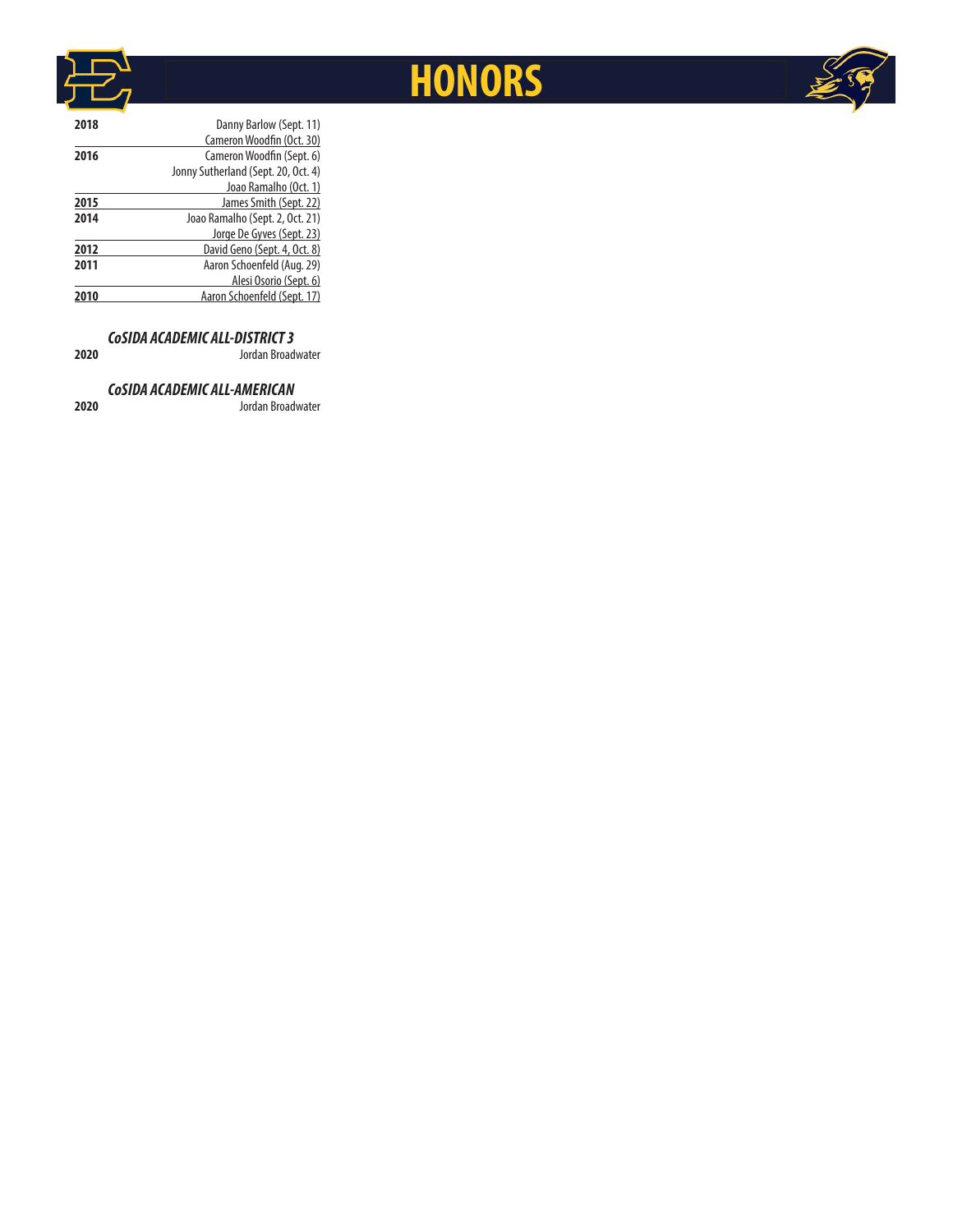# HONORS

| Year | Honoree |
|---|---|
| 2018 | Danny Barlow (Sept. 11) |
| | Cameron Woodfin (Oct. 30) |
| 2016 | Cameron Woodfin (Sept. 6) |
| | Jonny Sutherland (Sept. 20, Oct. 4) |
| | Joao Ramalho (Oct. 1) |
| 2015 | James Smith (Sept. 22) |
| 2014 | Joao Ramalho (Sept. 2, Oct. 21) |
| | Jorge De Gyves (Sept. 23) |
| 2012 | David Geno (Sept. 4, Oct. 8) |
| 2011 | Aaron Schoenfeld (Aug. 29) |
| | Alesi Osorio (Sept. 6) |
| 2010 | Aaron Schoenfeld (Sept. 17) |

***CoSIDA ACADEMIC ALL-DISTRICT 3***

| Year | Honoree |
|---|---|
| 2020 | Jordan Broadwater |

***CoSIDA ACADEMIC ALL-AMERICAN***

| Year | Honoree |
|---|---|
| 2020 | Jordan Broadwater |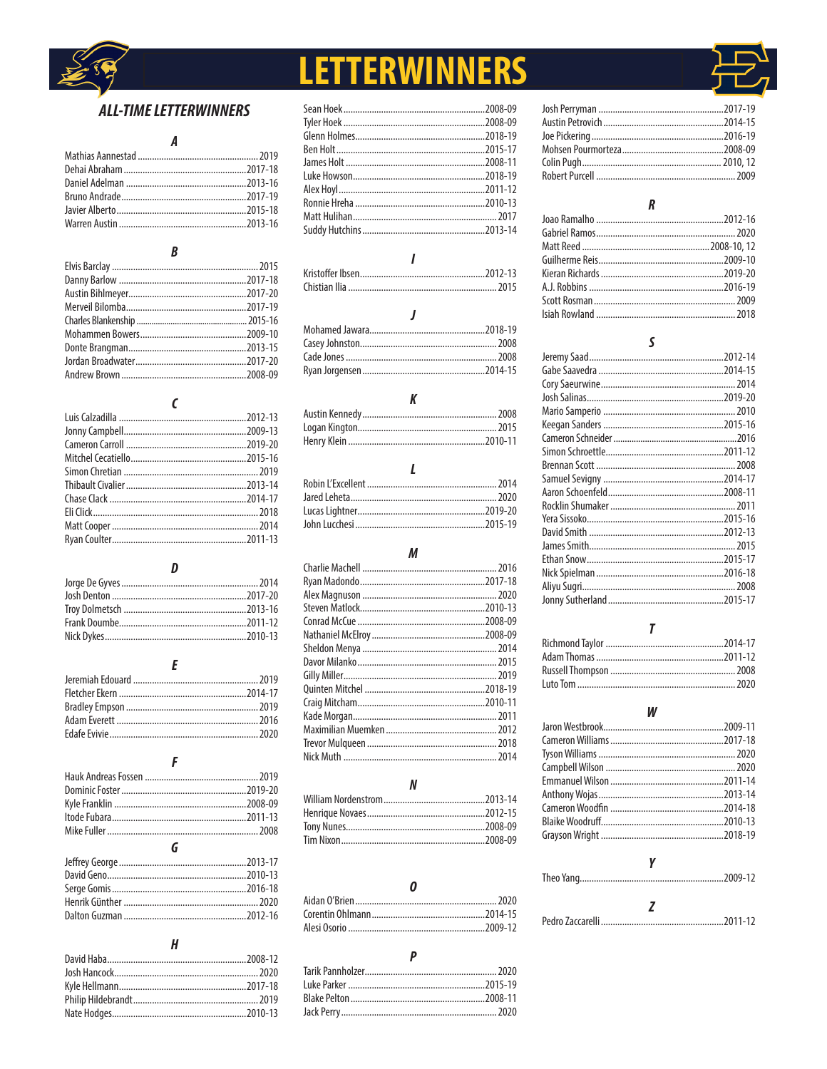# LETTERWINNERS

## ALL-TIME LETTERWINNERS

### A

Mathias Aannestad .......... 2019
Dehai Abraham .......... 2017-18
Daniel Adelman .......... 2013-16
Bruno Andrade .......... 2017-19
Javier Alberto .......... 2015-18
Warren Austin .......... 2013-16

### B

Elvis Barclay .......... 2015
Danny Barlow .......... 2017-18
Austin Bihlmeyer .......... 2017-20
Merveil Bilomba .......... 2017-19
Charles Blankenship .......... 2015-16
Mohammen Bowers .......... 2009-10
Donte Brangman .......... 2013-15
Jordan Broadwater .......... 2017-20
Andrew Brown .......... 2008-09

### C

Luis Calzadilla .......... 2012-13
Jonny Campbell .......... 2009-13
Cameron Carroll .......... 2019-20
Mitchel Cecatiello .......... 2015-16
Simon Chretian .......... 2019
Thibault Civalier .......... 2013-14
Chase Clack .......... 2014-17
Eli Click .......... 2018
Matt Cooper .......... 2014
Ryan Coulter .......... 2011-13

### D

Jorge De Gyves .......... 2014
Josh Denton .......... 2017-20
Troy Dolmetsch .......... 2013-16
Frank Doumbe .......... 2011-12
Nick Dykes .......... 2010-13

### E

Jeremiah Edouard .......... 2019
Fletcher Ekern .......... 2014-17
Bradley Empson .......... 2019
Adam Everett .......... 2016
Edafe Evivie .......... 2020

### F

Hauk Andreas Fossen .......... 2019
Dominic Foster .......... 2019-20
Kyle Franklin .......... 2008-09
Itode Fubara .......... 2011-13
Mike Fuller .......... 2008

### G

Jeffrey George .......... 2013-17
David Geno .......... 2010-13
Serge Gomis .......... 2016-18
Henrik Günther .......... 2020
Dalton Guzman .......... 2012-16

### H

David Haba .......... 2008-12
Josh Hancock .......... 2020
Kyle Hellmann .......... 2017-18
Philip Hildebrandt .......... 2019
Nate Hodges .......... 2010-13
Sean Hoek .......... 2008-09
Tyler Hoek .......... 2008-09
Glenn Holmes .......... 2018-19
Ben Holt .......... 2015-17
James Holt .......... 2008-11
Luke Howson .......... 2018-19
Alex Hoyl .......... 2011-12
Ronnie Hreha .......... 2010-13
Matt Hulihan .......... 2017
Suddy Hutchins .......... 2013-14

### I

Kristoffer Ibsen .......... 2012-13
Chistian Ilia .......... 2015

### J

Mohamed Jawara .......... 2018-19
Casey Johnston .......... 2008
Cade Jones .......... 2008
Ryan Jorgensen .......... 2014-15

### K

Austin Kennedy .......... 2008
Logan Kington .......... 2015
Henry Klein .......... 2010-11

### L

Robin L'Excellent .......... 2014
Jared Leheta .......... 2020
Lucas Lightner .......... 2019-20
John Lucchesi .......... 2015-19

### M

Charlie Machell .......... 2016
Ryan Madondo .......... 2017-18
Alex Magnuson .......... 2020
Steven Matlock .......... 2010-13
Conrad McCue .......... 2008-09
Nathaniel McElroy .......... 2008-09
Sheldon Menya .......... 2014
Davor Milanko .......... 2015
Gilly Miller .......... 2019
Quinten Mitchel .......... 2018-19
Craig Mitcham .......... 2010-11
Kade Morgan .......... 2011
Maximilian Muemken .......... 2012
Trevor Mulqueen .......... 2018
Nick Muth .......... 2014

### N

William Nordenstrom .......... 2013-14
Henrique Novaes .......... 2012-15
Tony Nunes .......... 2008-09
Tim Nixon .......... 2008-09

### O

Aidan O'Brien .......... 2020
Corentin Ohlmann .......... 2014-15
Alesi Osorio .......... 2009-12

### P

Tarik Pannholzer .......... 2020
Luke Parker .......... 2015-19
Blake Pelton .......... 2008-11
Jack Perry .......... 2020
Josh Perryman .......... 2017-19
Austin Petrovich .......... 2014-15
Joe Pickering .......... 2016-19
Mohsen Pourmorteza .......... 2008-09
Colin Pugh .......... 2010, 12
Robert Purcell .......... 2009

### R

Joao Ramalho .......... 2012-16
Gabriel Ramos .......... 2020
Matt Reed .......... 2008-10, 12
Guilherme Reis .......... 2009-10
Kieran Richards .......... 2019-20
A.J. Robbins .......... 2016-19
Scott Rosman .......... 2009
Isiah Rowland .......... 2018

### S

Jeremy Saad .......... 2012-14
Gabe Saavedra .......... 2014-15
Cory Saeurwine .......... 2014
Josh Salinas .......... 2019-20
Mario Samperio .......... 2010
Keegan Sanders .......... 2015-16
Cameron Schneider .......... 2016
Simon Schroettle .......... 2011-12
Brennan Scott .......... 2008
Samuel Sevigny .......... 2014-17
Aaron Schoenfeld .......... 2008-11
Rocklin Shumaker .......... 2011
Yera Sissoko .......... 2015-16
David Smith .......... 2012-13
James Smith .......... 2015
Ethan Snow .......... 2015-17
Nick Spielman .......... 2016-18
Aliyu Sugri .......... 2008
Jonny Sutherland .......... 2015-17

### T

Richmond Taylor .......... 2014-17
Adam Thomas .......... 2011-12
Russell Thompson .......... 2008
Luto Tom .......... 2020

### W

Jaron Westbrook .......... 2009-11
Cameron Williams .......... 2017-18
Tyson Williams .......... 2020
Campbell Wilson .......... 2020
Emmanuel Wilson .......... 2011-14
Anthony Wojas .......... 2013-14
Cameron Woodfin .......... 2014-18
Blaike Woodruff .......... 2010-13
Grayson Wright .......... 2018-19

### Y

Theo Yang .......... 2009-12

### Z

Pedro Zaccarelli .......... 2011-12